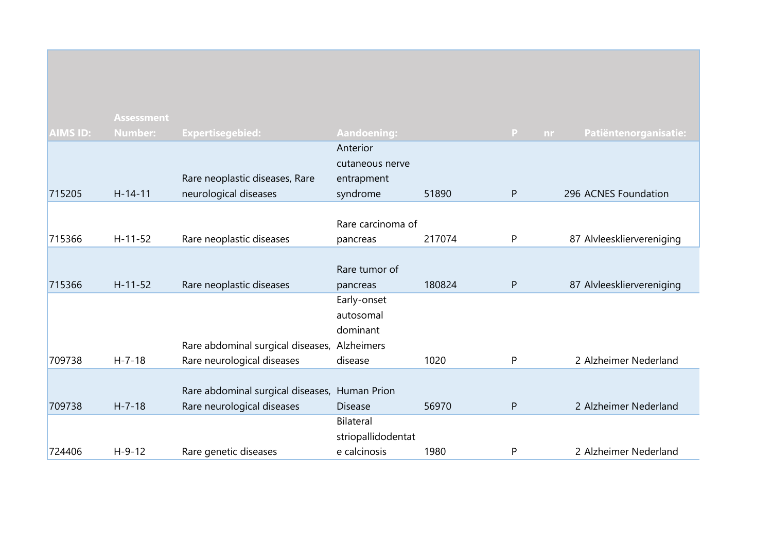| AIMS ID: | Assessment Number: | Expertisegebied: | Aandoening: | | P | nr | Patiëntenorganisatie: |
|---|---|---|---|---|---|---|---|
| 715205 | H-14-11 | Rare neoplastic diseases, Rare neurological diseases | Anterior cutaneous nerve entrapment syndrome | 51890 | P | 296 | ACNES Foundation |
| 715366 | H-11-52 | Rare neoplastic diseases | Rare carcinoma of pancreas | 217074 | P | 87 | Alvleeskliervereniging |
| 715366 | H-11-52 | Rare neoplastic diseases | Rare tumor of pancreas | 180824 | P | 87 | Alvleeskliervereniging |
| 709738 | H-7-18 | Rare abdominal surgical diseases, Rare neurological diseases | Early-onset autosomal dominant Alzheimers disease | 1020 | P | 2 | Alzheimer Nederland |
| 709738 | H-7-18 | Rare abdominal surgical diseases, Rare neurological diseases | Human Prion Disease | 56970 | P | 2 | Alzheimer Nederland |
| 724406 | H-9-12 | Rare genetic diseases | Bilateral striopallidodentate calcinosis | 1980 | P | 2 | Alzheimer Nederland |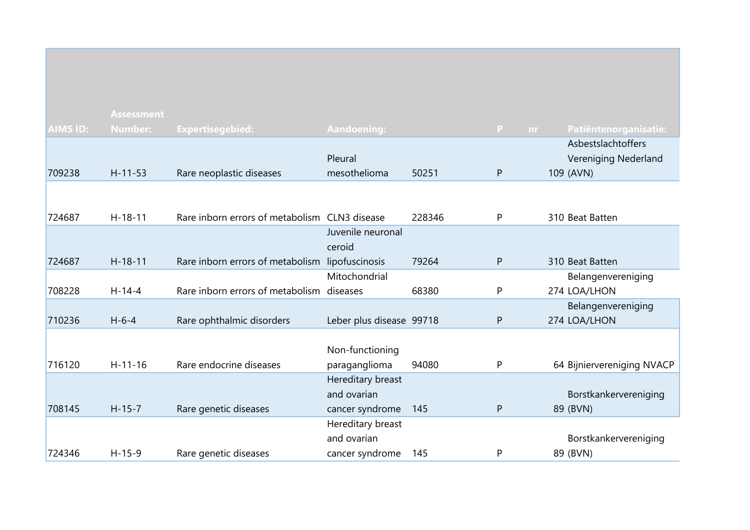| AIMS ID: | Assessment Number: | Expertisegebied: | Aandoening: | | P | nr | Patiëntenorganisatie: |
|---|---|---|---|---|---|---|---|
| 709238 | H-11-53 | Rare neoplastic diseases | Pleural mesothelioma | 50251 | P | 109 | Asbestslachtoffers Vereniging Nederland (AVN) |
| 724687 | H-18-11 | Rare inborn errors of metabolism | CLN3 disease | 228346 | P | 310 | Beat Batten |
| 724687 | H-18-11 | Rare inborn errors of metabolism | Juvenile neuronal ceroid lipofuscinosis | 79264 | P | 310 | Beat Batten |
| 708228 | H-14-4 | Rare inborn errors of metabolism | Mitochondrial diseases | 68380 | P | 274 | Belangenvereniging LOA/LHON |
| 710236 | H-6-4 | Rare ophthalmic disorders | Leber plus disease | 99718 | P | 274 | Belangenvereniging LOA/LHON |
| 716120 | H-11-16 | Rare endocrine diseases | Non-functioning paraganglioma | 94080 | P | 64 | Bijniervereniging NVACP |
| 708145 | H-15-7 | Rare genetic diseases | Hereditary breast and ovarian cancer syndrome | 145 | P | 89 | Borstkankervereniging (BVN) |
| 724346 | H-15-9 | Rare genetic diseases | Hereditary breast and ovarian cancer syndrome | 145 | P | 89 | Borstkankervereniging (BVN) |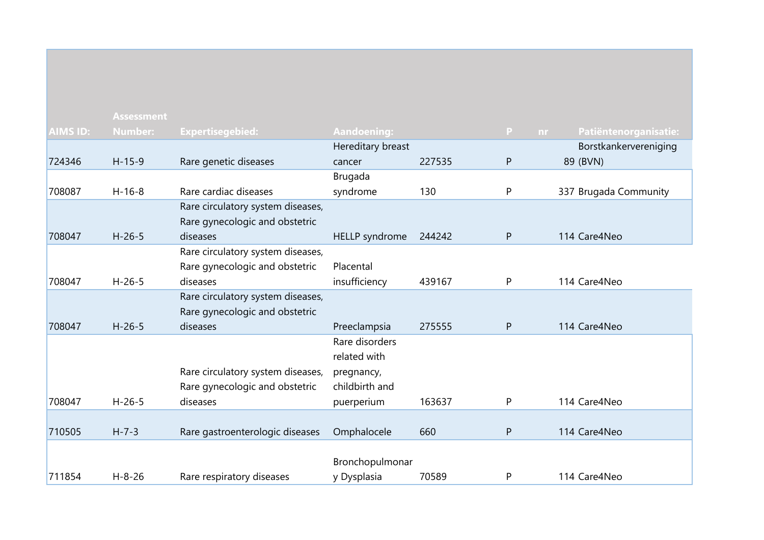| AIMS ID: | Assessment Number: | Expertisegebied: | Aandoening: | | P | nr | Patiëntenorganisatie: |
|---|---|---|---|---|---|---|---|
| 724346 | H-15-9 | Rare genetic diseases | Hereditary breast cancer | 227535 | P | 89 | Borstkankervereniging (BVN) |
| 708087 | H-16-8 | Rare cardiac diseases | Brugada syndrome | 130 | P | 337 | Brugada Community |
| 708047 | H-26-5 | Rare circulatory system diseases, Rare gynecologic and obstetric diseases | HELLP syndrome | 244242 | P | 114 | Care4Neo |
| 708047 | H-26-5 | Rare circulatory system diseases, Rare gynecologic and obstetric diseases | Placental insufficiency | 439167 | P | 114 | Care4Neo |
| 708047 | H-26-5 | Rare circulatory system diseases, Rare gynecologic and obstetric diseases | Preeclampsia | 275555 | P | 114 | Care4Neo |
| 708047 | H-26-5 | Rare circulatory system diseases, Rare gynecologic and obstetric diseases | Rare disorders related with pregnancy, childbirth and puerperium | 163637 | P | 114 | Care4Neo |
| 710505 | H-7-3 | Rare gastroenterologic diseases | Omphalocele | 660 | P | 114 | Care4Neo |
| 711854 | H-8-26 | Rare respiratory diseases | Bronchopulmonary Dysplasia | 70589 | P | 114 | Care4Neo |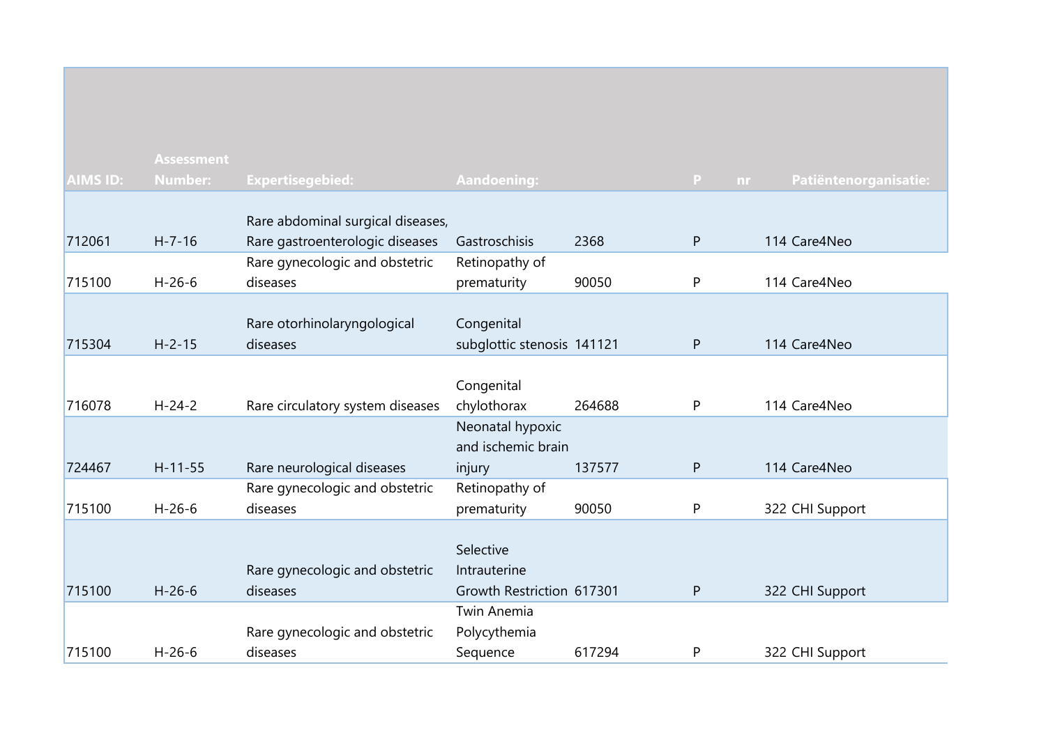| AIMS ID: | Assessment Number: | Expertisegebied: | Aandoening: | | P | nr | Patiëntenorganisatie: |
|---|---|---|---|---|---|---|---|
| 712061 | H-7-16 | Rare abdominal surgical diseases, Rare gastroenterologic diseases | Gastroschisis | 2368 | P | 114 | Care4Neo |
| 715100 | H-26-6 | Rare gynecologic and obstetric diseases | Retinopathy of prematurity | 90050 | P | 114 | Care4Neo |
| 715304 | H-2-15 | Rare otorhinolaryngological diseases | Congenital subglottic stenosis | 141121 | P | 114 | Care4Neo |
| 716078 | H-24-2 | Rare circulatory system diseases | Congenital chylothorax | 264688 | P | 114 | Care4Neo |
| 724467 | H-11-55 | Rare neurological diseases | Neonatal hypoxic and ischemic brain injury | 137577 | P | 114 | Care4Neo |
| 715100 | H-26-6 | Rare gynecologic and obstetric diseases | Retinopathy of prematurity | 90050 | P | 322 | CHI Support |
| 715100 | H-26-6 | Rare gynecologic and obstetric diseases | Selective Intrauterine Growth Restriction | 617301 | P | 322 | CHI Support |
| 715100 | H-26-6 | Rare gynecologic and obstetric diseases | Twin Anemia Polycythemia Sequence | 617294 | P | 322 | CHI Support |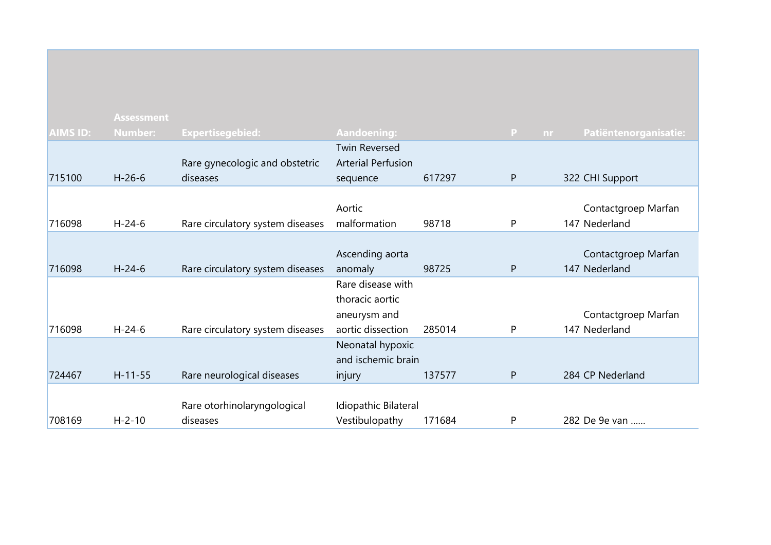| AIMS ID: | Assessment Number: | Expertisegebied: | Aandoening: | | P | nr | Patiëntenorganisatie: |
|---|---|---|---|---|---|---|---|
| 715100 | H-26-6 | Rare gynecologic and obstetric diseases | Twin Reversed Arterial Perfusion sequence | 617297 | P | 322 | CHI Support |
| 716098 | H-24-6 | Rare circulatory system diseases | Aortic malformation | 98718 | P | 147 | Contactgroep Marfan Nederland |
| 716098 | H-24-6 | Rare circulatory system diseases | Ascending aorta anomaly | 98725 | P | 147 | Contactgroep Marfan Nederland |
| 716098 | H-24-6 | Rare circulatory system diseases | Rare disease with thoracic aortic aneurysm and aortic dissection | 285014 | P | 147 | Contactgroep Marfan Nederland |
| 724467 | H-11-55 | Rare neurological diseases | Neonatal hypoxic and ischemic brain injury | 137577 | P | 284 | CP Nederland |
| 708169 | H-2-10 | Rare otorhinolaryngological diseases | Idiopathic Bilateral Vestibulopathy | 171684 | P | 282 | De 9e van …… |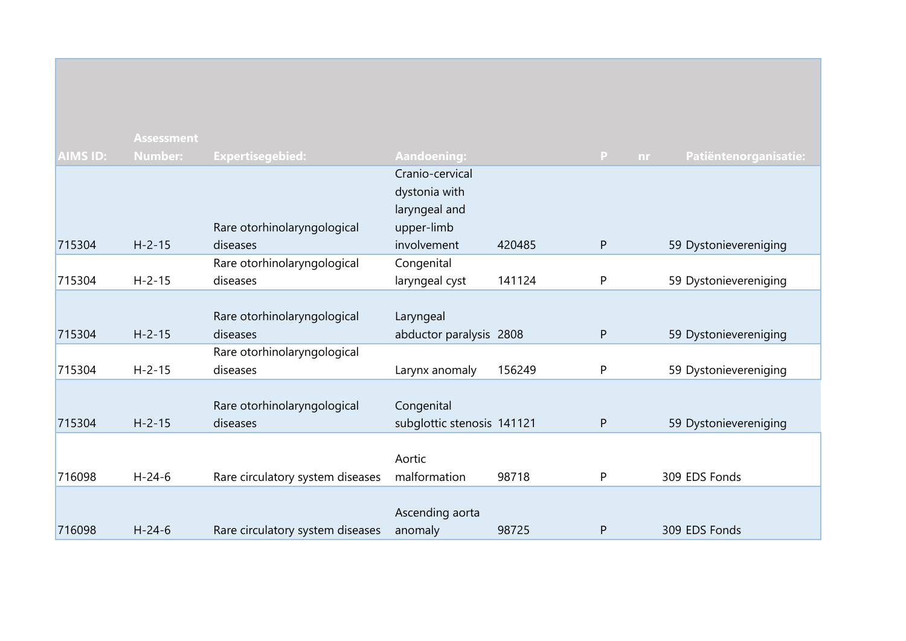| AIMS ID: | Assessment Number: | Expertisegebied: | Aandoening: | | P | nr | Patiëntenorganisatie: |
|---|---|---|---|---|---|---|---|
| 715304 | H-2-15 | Rare otorhinolaryngological diseases | Cranio-cervical dystonia with laryngeal and upper-limb involvement | 420485 | P | 59 | Dystonievereniging |
| 715304 | H-2-15 | Rare otorhinolaryngological diseases | Congenital laryngeal cyst | 141124 | P | 59 | Dystonievereniging |
| 715304 | H-2-15 | Rare otorhinolaryngological diseases | Laryngeal abductor paralysis | 2808 | P | 59 | Dystonievereniging |
| 715304 | H-2-15 | Rare otorhinolaryngological diseases | Larynx anomaly | 156249 | P | 59 | Dystonievereniging |
| 715304 | H-2-15 | Rare otorhinolaryngological diseases | Congenital subglottic stenosis | 141121 | P | 59 | Dystonievereniging |
| 716098 | H-24-6 | Rare circulatory system diseases | Aortic malformation | 98718 | P | 309 | EDS Fonds |
| 716098 | H-24-6 | Rare circulatory system diseases | Ascending aorta anomaly | 98725 | P | 309 | EDS Fonds |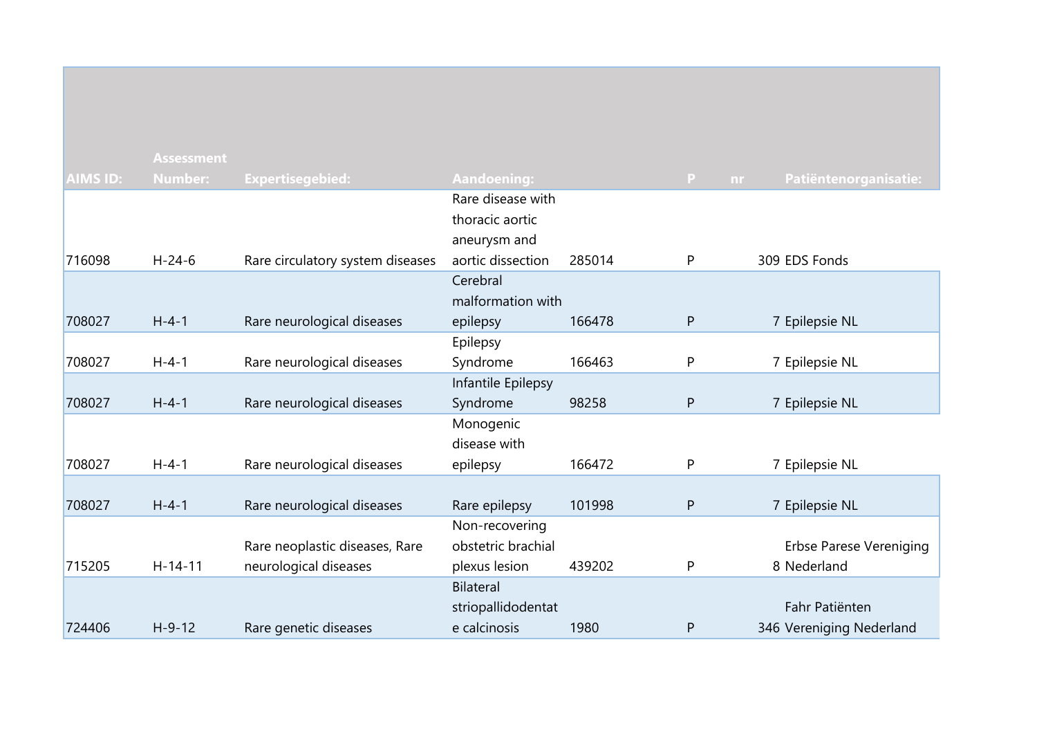| AIMS ID: | Assessment Number: | Expertisegebied: | Aandoening: | | P | nr | Patiëntenorganisatie: |
|---|---|---|---|---|---|---|---|
| 716098 | H-24-6 | Rare circulatory system diseases | Rare disease with thoracic aortic aneurysm and aortic dissection | 285014 | P | 309 | EDS Fonds |
| 708027 | H-4-1 | Rare neurological diseases | Cerebral malformation with epilepsy | 166478 | P | 7 | Epilepsie NL |
| 708027 | H-4-1 | Rare neurological diseases | Epilepsy Syndrome | 166463 | P | 7 | Epilepsie NL |
| 708027 | H-4-1 | Rare neurological diseases | Infantile Epilepsy Syndrome | 98258 | P | 7 | Epilepsie NL |
| 708027 | H-4-1 | Rare neurological diseases | Monogenic disease with epilepsy | 166472 | P | 7 | Epilepsie NL |
| 708027 | H-4-1 | Rare neurological diseases | Rare epilepsy | 101998 | P | 7 | Epilepsie NL |
| 715205 | H-14-11 | Rare neoplastic diseases, Rare neurological diseases | Non-recovering obstetric brachial plexus lesion | 439202 | P | 8 | Erbse Parese Vereniging Nederland |
| 724406 | H-9-12 | Rare genetic diseases | Bilateral striopallidodentate calcinosis | 1980 | P | 346 | Fahr Patiënten Vereniging Nederland |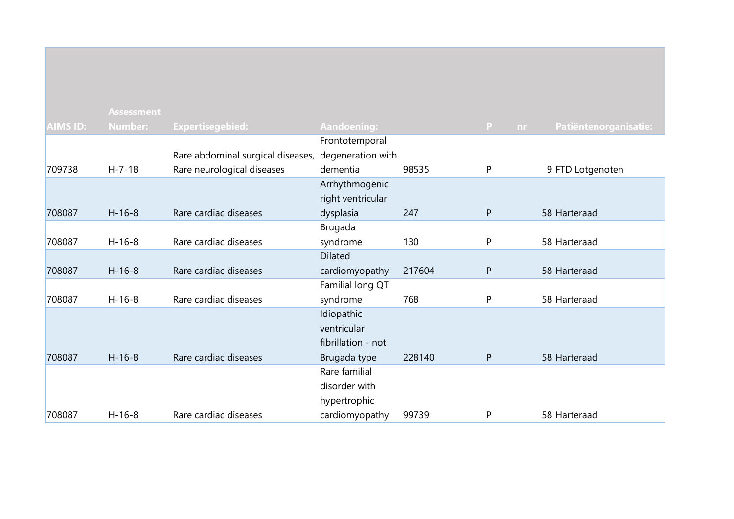| AIMS ID: | Assessment Number: | Expertisegebied: | Aandoening: | | P | nr | Patiëntenorganisatie: |
|---|---|---|---|---|---|---|---|
| 709738 | H-7-18 | Rare abdominal surgical diseases, Rare neurological diseases | Frontotemporal degeneration with dementia | 98535 | P | 9 | FTD Lotgenoten |
| 708087 | H-16-8 | Rare cardiac diseases | Arrhythmogenic right ventricular dysplasia | 247 | P | 58 | Harteraad |
| 708087 | H-16-8 | Rare cardiac diseases | Brugada syndrome | 130 | P | 58 | Harteraad |
| 708087 | H-16-8 | Rare cardiac diseases | Dilated cardiomyopathy | 217604 | P | 58 | Harteraad |
| 708087 | H-16-8 | Rare cardiac diseases | Familial long QT syndrome | 768 | P | 58 | Harteraad |
| 708087 | H-16-8 | Rare cardiac diseases | Idiopathic ventricular fibrillation - not Brugada type | 228140 | P | 58 | Harteraad |
| 708087 | H-16-8 | Rare cardiac diseases | Rare familial disorder with hypertrophic cardiomyopathy | 99739 | P | 58 | Harteraad |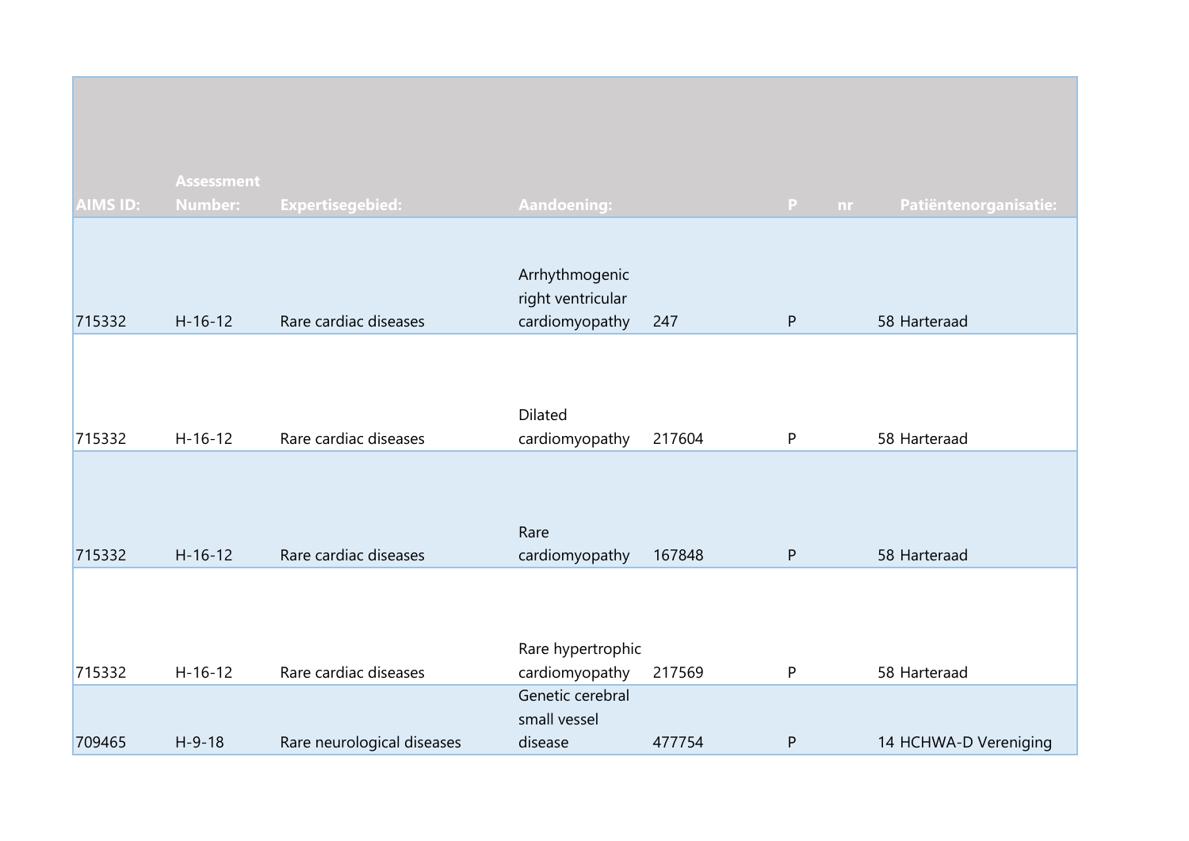| AIMS ID: | Assessment Number: | Expertisegebied: | Aandoening: | | P | nr | Patiëntenorganisatie: |
|---|---|---|---|---|---|---|---|
| 715332 | H-16-12 | Rare cardiac diseases | Arrhythmogenic right ventricular cardiomyopathy | 247 | P | 58 | Harteraad |
| 715332 | H-16-12 | Rare cardiac diseases | Dilated cardiomyopathy | 217604 | P | 58 | Harteraad |
| 715332 | H-16-12 | Rare cardiac diseases | Rare cardiomyopathy | 167848 | P | 58 | Harteraad |
| 715332 | H-16-12 | Rare cardiac diseases | Rare hypertrophic cardiomyopathy | 217569 | P | 58 | Harteraad |
| 709465 | H-9-18 | Rare neurological diseases | Genetic cerebral small vessel disease | 477754 | P | 14 | HCHWA-D Vereniging |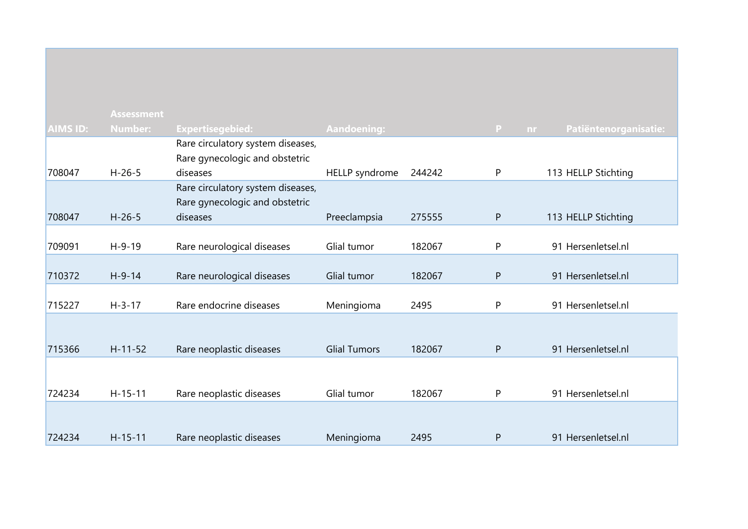| AIMS ID: | Assessment Number: | Expertisegebied: | Aandoening: | | P | nr | Patiëntenorganisatie: |
|---|---|---|---|---|---|---|---|
| 708047 | H-26-5 | Rare circulatory system diseases, Rare gynecologic and obstetric diseases | HELLP syndrome | 244242 | P | 113 | HELLP Stichting |
| 708047 | H-26-5 | Rare circulatory system diseases, Rare gynecologic and obstetric diseases | Preeclampsia | 275555 | P | 113 | HELLP Stichting |
| 709091 | H-9-19 | Rare neurological diseases | Glial tumor | 182067 | P | 91 | Hersenletsel.nl |
| 710372 | H-9-14 | Rare neurological diseases | Glial tumor | 182067 | P | 91 | Hersenletsel.nl |
| 715227 | H-3-17 | Rare endocrine diseases | Meningioma | 2495 | P | 91 | Hersenletsel.nl |
| 715366 | H-11-52 | Rare neoplastic diseases | Glial Tumors | 182067 | P | 91 | Hersenletsel.nl |
| 724234 | H-15-11 | Rare neoplastic diseases | Glial tumor | 182067 | P | 91 | Hersenletsel.nl |
| 724234 | H-15-11 | Rare neoplastic diseases | Meningioma | 2495 | P | 91 | Hersenletsel.nl |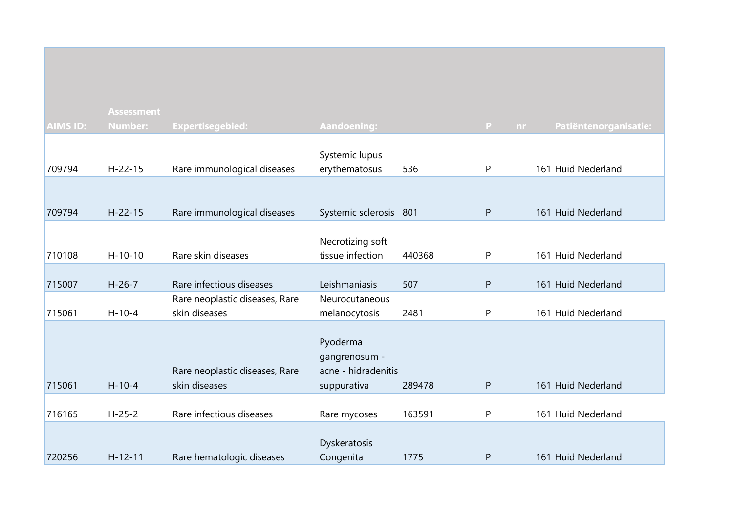| AIMS ID: | Assessment Number: | Expertisegebied: | Aandoening: | | P | nr | Patiëntenorganisatie: |
|---|---|---|---|---|---|---|---|
| 709794 | H-22-15 | Rare immunological diseases | Systemic lupus erythematosus | 536 | P | 161 | Huid Nederland |
| 709794 | H-22-15 | Rare immunological diseases | Systemic sclerosis | 801 | P | 161 | Huid Nederland |
| 710108 | H-10-10 | Rare skin diseases | Necrotizing soft tissue infection | 440368 | P | 161 | Huid Nederland |
| 715007 | H-26-7 | Rare infectious diseases | Leishmaniasis | 507 | P | 161 | Huid Nederland |
| 715061 | H-10-4 | Rare neoplastic diseases, Rare skin diseases | Neurocutaneous melanocytosis | 2481 | P | 161 | Huid Nederland |
| 715061 | H-10-4 | Rare neoplastic diseases, Rare skin diseases | Pyoderma gangrenosum - acne - hidradenitis suppurativa | 289478 | P | 161 | Huid Nederland |
| 716165 | H-25-2 | Rare infectious diseases | Rare mycoses | 163591 | P | 161 | Huid Nederland |
| 720256 | H-12-11 | Rare hematologic diseases | Dyskeratosis Congenita | 1775 | P | 161 | Huid Nederland |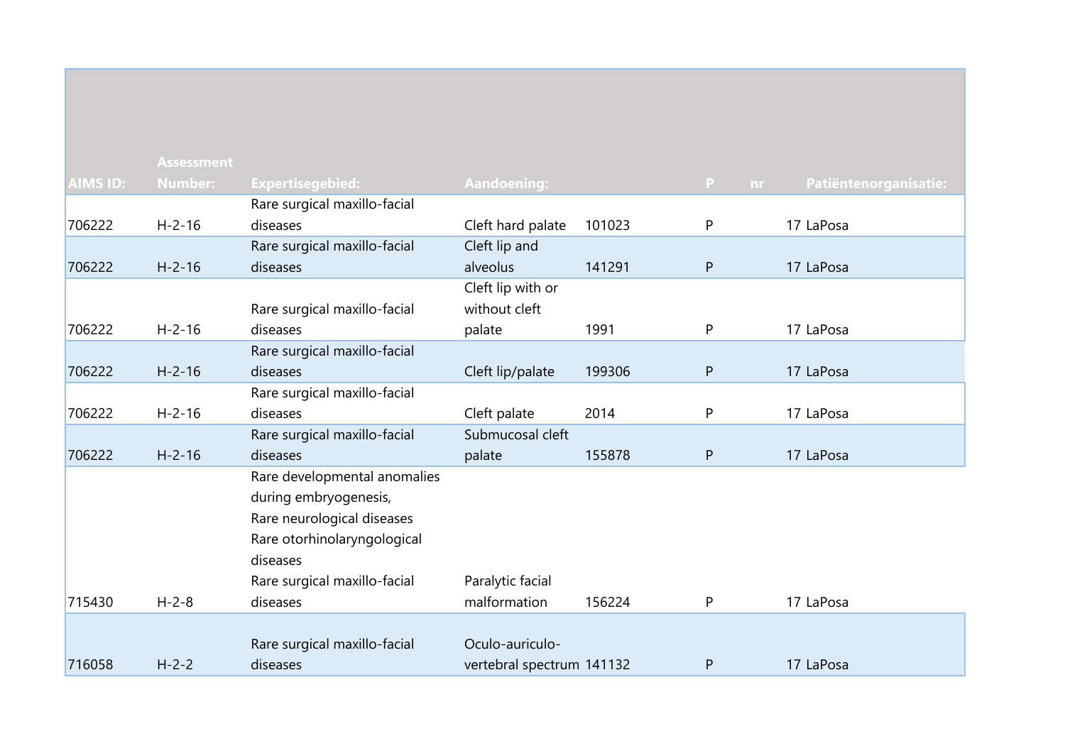| AIMS ID: | Assessment Number: | Expertisegebied: | Aandoening: | | P | nr | Patiëntenorganisatie: |
|---|---|---|---|---|---|---|---|
| 706222 | H-2-16 | Rare surgical maxillo-facial diseases | Cleft hard palate | 101023 | P | 17 | LaPosa |
| 706222 | H-2-16 | Rare surgical maxillo-facial diseases | Cleft lip and alveolus | 141291 | P | 17 | LaPosa |
| 706222 | H-2-16 | Rare surgical maxillo-facial diseases | Cleft lip with or without cleft palate | 1991 | P | 17 | LaPosa |
| 706222 | H-2-16 | Rare surgical maxillo-facial diseases | Cleft lip/palate | 199306 | P | 17 | LaPosa |
| 706222 | H-2-16 | Rare surgical maxillo-facial diseases | Cleft palate | 2014 | P | 17 | LaPosa |
| 706222 | H-2-16 | Rare surgical maxillo-facial diseases | Submucosal cleft palate | 155878 | P | 17 | LaPosa |
| 715430 | H-2-8 | Rare developmental anomalies during embryogenesis, Rare neurological diseases Rare otorhinolaryngological diseases Rare surgical maxillo-facial diseases | Paralytic facial malformation | 156224 | P | 17 | LaPosa |
| 716058 | H-2-2 | Rare surgical maxillo-facial diseases | Oculo-auriculo-vertebral spectrum | 141132 | P | 17 | LaPosa |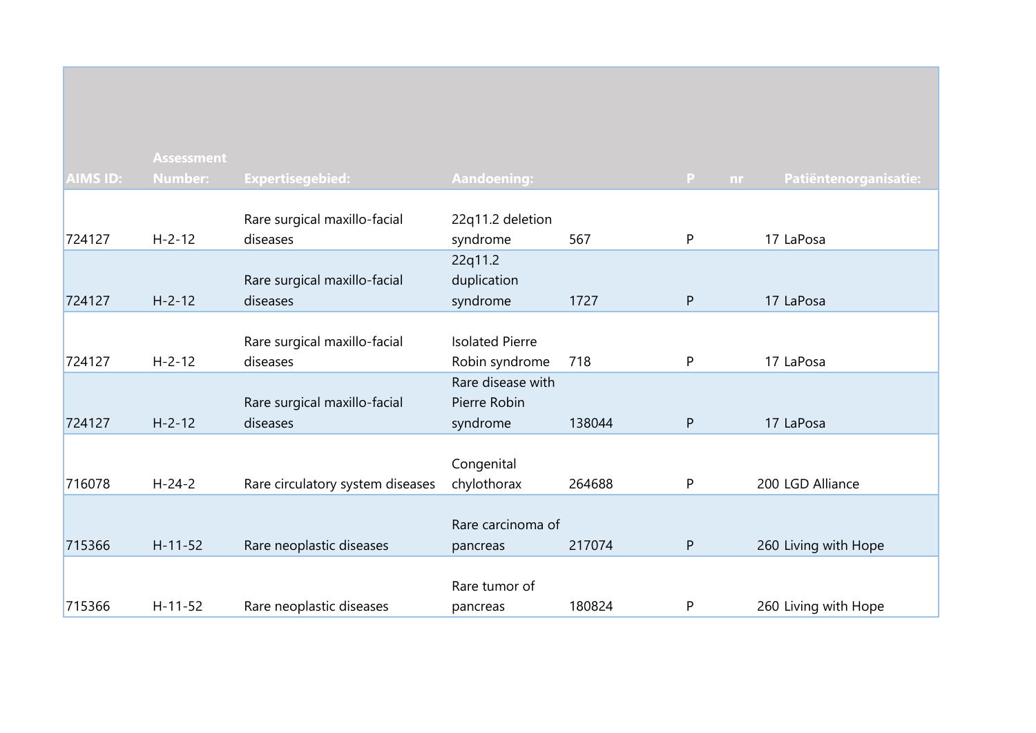| AIMS ID: | Assessment Number: | Expertisegebied: | Aandoening: | | P | nr | Patiëntenorganisatie: |
|---|---|---|---|---|---|---|---|
| 724127 | H-2-12 | Rare surgical maxillo-facial diseases | 22q11.2 deletion syndrome | 567 | P | 17 | LaPosa |
| 724127 | H-2-12 | Rare surgical maxillo-facial diseases | 22q11.2 duplication syndrome | 1727 | P | 17 | LaPosa |
| 724127 | H-2-12 | Rare surgical maxillo-facial diseases | Isolated Pierre Robin syndrome | 718 | P | 17 | LaPosa |
| 724127 | H-2-12 | Rare surgical maxillo-facial diseases | Rare disease with Pierre Robin syndrome | 138044 | P | 17 | LaPosa |
| 716078 | H-24-2 | Rare circulatory system diseases | Congenital chylothorax | 264688 | P | 200 | LGD Alliance |
| 715366 | H-11-52 | Rare neoplastic diseases | Rare carcinoma of pancreas | 217074 | P | 260 | Living with Hope |
| 715366 | H-11-52 | Rare neoplastic diseases | Rare tumor of pancreas | 180824 | P | 260 | Living with Hope |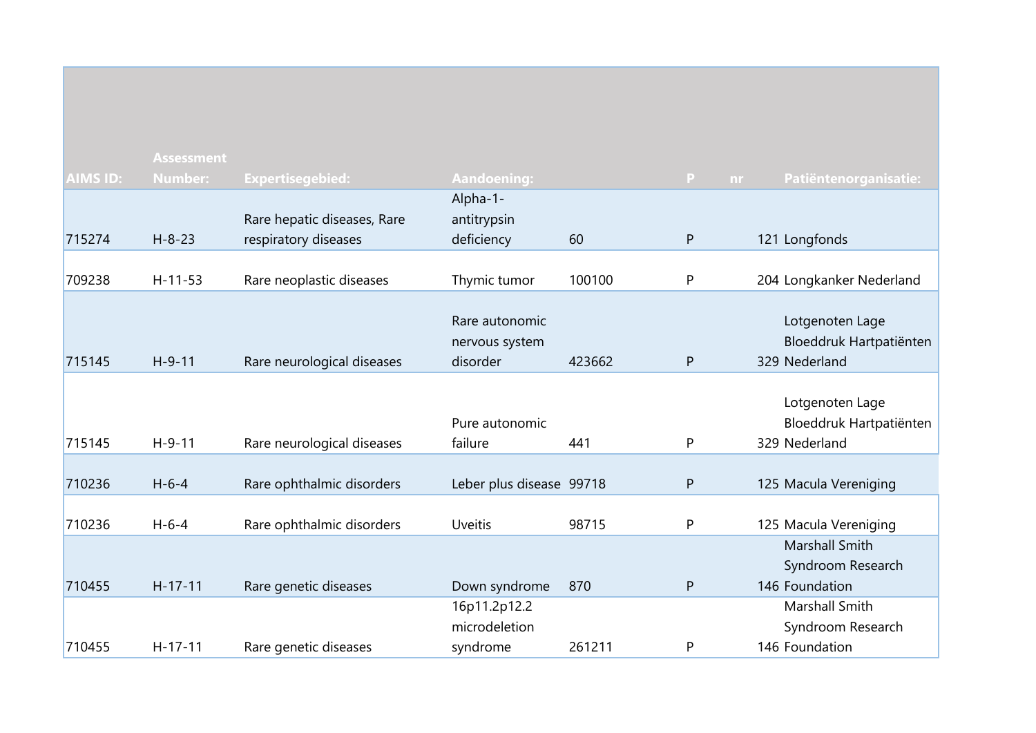| AIMS ID: | Assessment Number: | Expertisegebied: | Aandoening: | | P | nr | Patiëntenorganisatie: |
|---|---|---|---|---|---|---|---|
| 715274 | H-8-23 | Rare hepatic diseases, Rare respiratory diseases | Alpha-1-antitrypsin deficiency | 60 | P | 121 | Longfonds |
| 709238 | H-11-53 | Rare neoplastic diseases | Thymic tumor | 100100 | P | 204 | Longkanker Nederland |
| 715145 | H-9-11 | Rare neurological diseases | Rare autonomic nervous system disorder | 423662 | P | 329 | Lotgenoten Lage Bloeddruk Hartpatiënten Nederland |
| 715145 | H-9-11 | Rare neurological diseases | Pure autonomic failure | 441 | P | 329 | Lotgenoten Lage Bloeddruk Hartpatiënten Nederland |
| 710236 | H-6-4 | Rare ophthalmic disorders | Leber plus disease | 99718 | P | 125 | Macula Vereniging |
| 710236 | H-6-4 | Rare ophthalmic disorders | Uveitis | 98715 | P | 125 | Macula Vereniging |
| 710455 | H-17-11 | Rare genetic diseases | Down syndrome | 870 | P | 146 | Marshall Smith Syndroom Research Foundation |
| 710455 | H-17-11 | Rare genetic diseases | 16p11.2p12.2 microdeletion syndrome | 261211 | P | 146 | Marshall Smith Syndroom Research Foundation |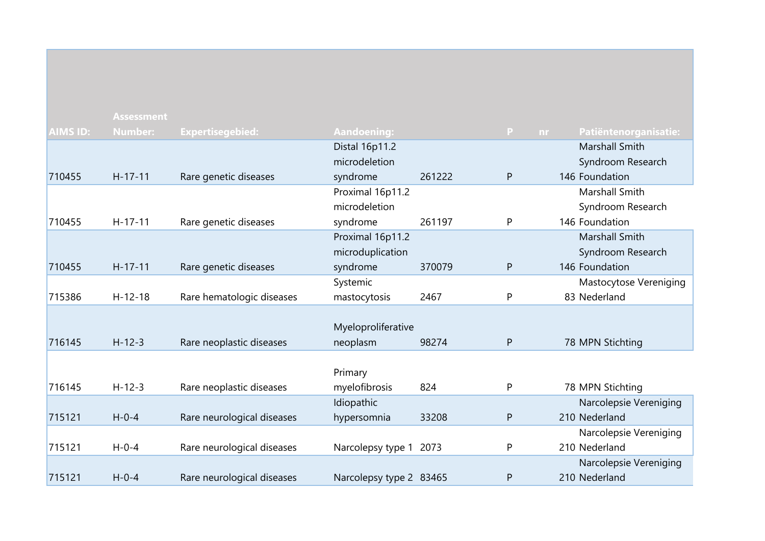| AIMS ID: | Assessment Number: | Expertisegebied: | Aandoening: | | P | nr | Patiëntenorganisatie: |
|---|---|---|---|---|---|---|---|
| 710455 | H-17-11 | Rare genetic diseases | Distal 16p11.2 microdeletion syndrome | 261222 | P | 146 | Marshall Smith Syndroom Research Foundation |
| 710455 | H-17-11 | Rare genetic diseases | Proximal 16p11.2 microdeletion syndrome | 261197 | P | 146 | Marshall Smith Syndroom Research Foundation |
| 710455 | H-17-11 | Rare genetic diseases | Proximal 16p11.2 microduplication syndrome | 370079 | P | 146 | Marshall Smith Syndroom Research Foundation |
| 715386 | H-12-18 | Rare hematologic diseases | Systemic mastocytosis | 2467 | P | 83 | Mastocytose Vereniging Nederland |
| 716145 | H-12-3 | Rare neoplastic diseases | Myeloproliferative neoplasm | 98274 | P | 78 | MPN Stichting |
| 716145 | H-12-3 | Rare neoplastic diseases | Primary myelofibrosis | 824 | P | 78 | MPN Stichting |
| 715121 | H-0-4 | Rare neurological diseases | Idiopathic hypersomnia | 33208 | P | 210 | Narcolepsie Vereniging Nederland |
| 715121 | H-0-4 | Rare neurological diseases | Narcolepsy type 1 | 2073 | P | 210 | Narcolepsie Vereniging Nederland |
| 715121 | H-0-4 | Rare neurological diseases | Narcolepsy type 2 | 83465 | P | 210 | Narcolepsie Vereniging Nederland |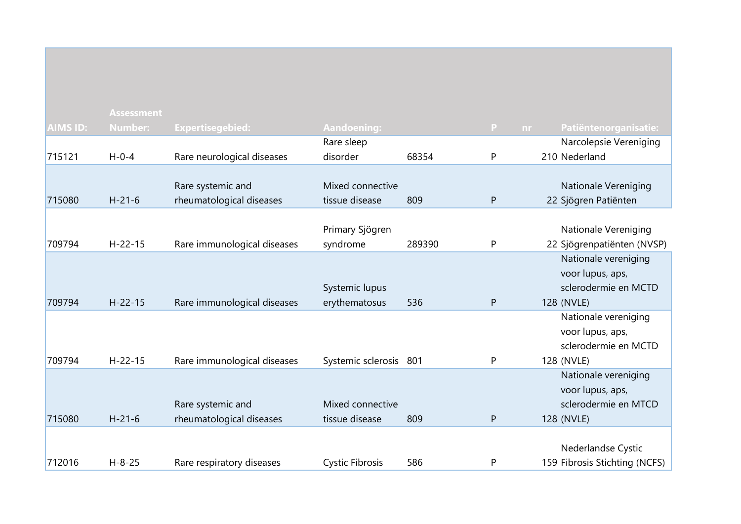| AIMS ID: | Assessment Number: | Expertisegebied: | Aandoening: | | P | nr | Patiëntenorganisatie: |
|---|---|---|---|---|---|---|---|
| 715121 | H-0-4 | Rare neurological diseases | Rare sleep disorder | 68354 | P | 210 | Narcolepsie Vereniging Nederland |
| 715080 | H-21-6 | Rare systemic and rheumatological diseases | Mixed connective tissue disease | 809 | P | 22 | Nationale Vereniging Sjögren Patiënten |
| 709794 | H-22-15 | Rare immunological diseases | Primary Sjögren syndrome | 289390 | P | 22 | Nationale Vereniging Sjögrenpatiënten (NVSP) |
| 709794 | H-22-15 | Rare immunological diseases | Systemic lupus erythematosus | 536 | P | 128 | Nationale vereniging voor lupus, aps, sclerodermie en MCTD (NVLE) |
| 709794 | H-22-15 | Rare immunological diseases | Systemic sclerosis | 801 | P | 128 | Nationale vereniging voor lupus, aps, sclerodermie en MCTD (NVLE) |
| 715080 | H-21-6 | Rare systemic and rheumatological diseases | Mixed connective tissue disease | 809 | P | 128 | Nationale vereniging voor lupus, aps, sclerodermie en MTCD (NVLE) |
| 712016 | H-8-25 | Rare respiratory diseases | Cystic Fibrosis | 586 | P | 159 | Nederlandse Cystic Fibrosis Stichting (NCFS) |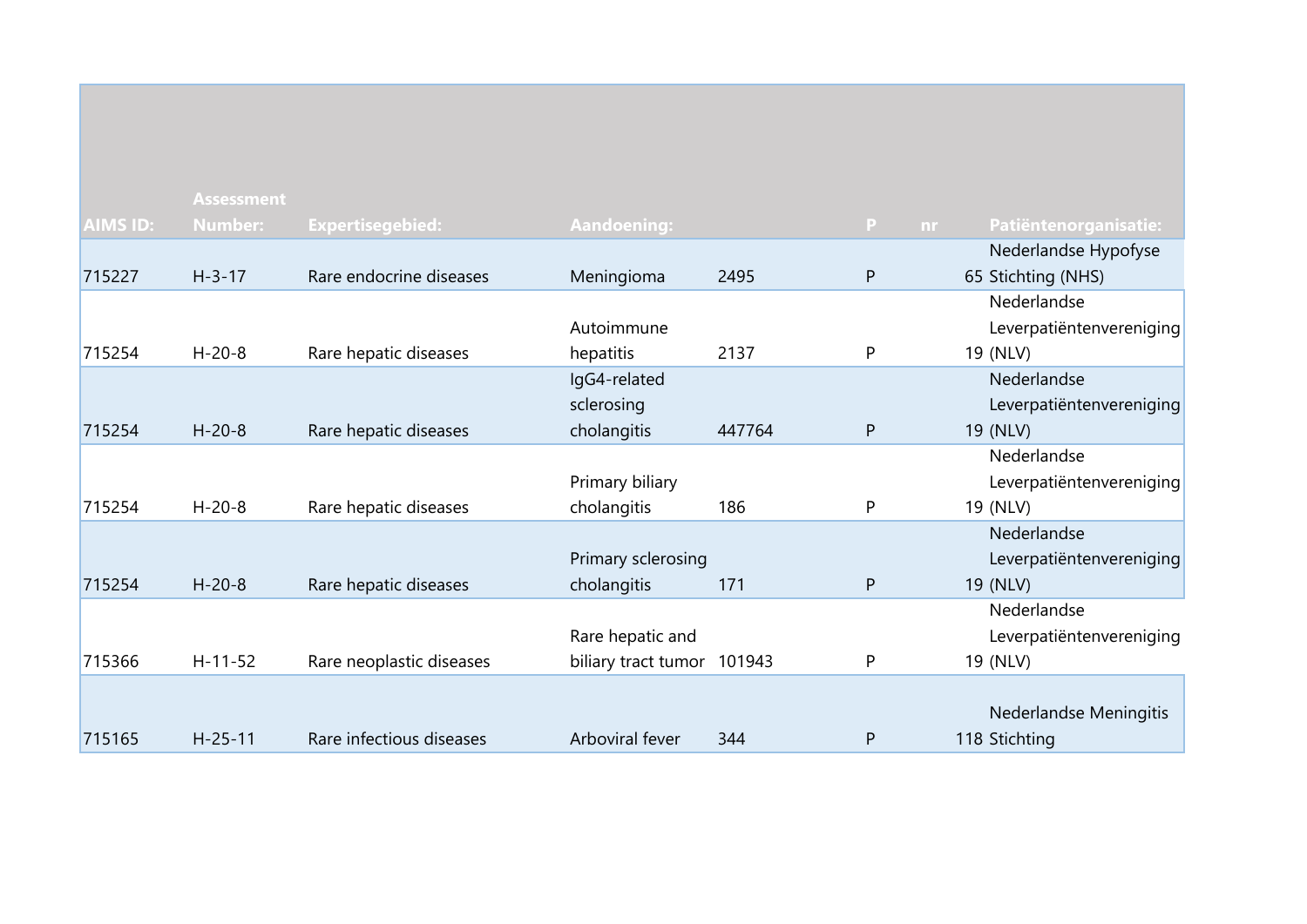| AIMS ID: | Assessment Number: | Expertisegebied: | Aandoening: | | P | nr | Patiëntenorganisatie: |
|---|---|---|---|---|---|---|---|
| 715227 | H-3-17 | Rare endocrine diseases | Meningioma | 2495 | P | 65 | Nederlandse Hypofyse Stichting (NHS) |
| 715254 | H-20-8 | Rare hepatic diseases | Autoimmune hepatitis | 2137 | P | 19 | Nederlandse Leverpatiëntenvereniging (NLV) |
| 715254 | H-20-8 | Rare hepatic diseases | IgG4-related sclerosing cholangitis | 447764 | P | 19 | Nederlandse Leverpatiëntenvereniging (NLV) |
| 715254 | H-20-8 | Rare hepatic diseases | Primary biliary cholangitis | 186 | P | 19 | Nederlandse Leverpatiëntenvereniging (NLV) |
| 715254 | H-20-8 | Rare hepatic diseases | Primary sclerosing cholangitis | 171 | P | 19 | Nederlandse Leverpatiëntenvereniging (NLV) |
| 715366 | H-11-52 | Rare neoplastic diseases | Rare hepatic and biliary tract tumor | 101943 | P | 19 | Nederlandse Leverpatiëntenvereniging (NLV) |
| 715165 | H-25-11 | Rare infectious diseases | Arboviral fever | 344 | P | 118 | Nederlandse Meningitis Stichting |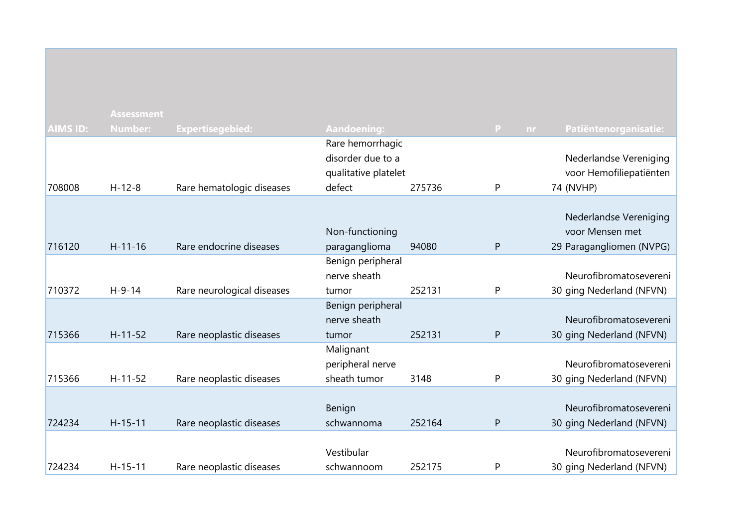| AIMS ID: | Assessment Number: | Expertisegebied: | Aandoening: | | P | nr | Patiëntenorganisatie: |
|---|---|---|---|---|---|---|---|
| 708008 | H-12-8 | Rare hematologic diseases | Rare hemorrhagic disorder due to a qualitative platelet defect | 275736 | P | 74 | Nederlandse Vereniging voor Hemofiliepatiënten (NVHP) |
| 716120 | H-11-16 | Rare endocrine diseases | Non-functioning paraganglioma | 94080 | P | 29 | Nederlandse Vereniging voor Mensen met Paragangliomen (NVPG) |
| 710372 | H-9-14 | Rare neurological diseases | Benign peripheral nerve sheath tumor | 252131 | P | 30 | Neurofibromatosevereniging Nederland (NFVN) |
| 715366 | H-11-52 | Rare neoplastic diseases | Benign peripheral nerve sheath tumor | 252131 | P | 30 | Neurofibromatosevereniging Nederland (NFVN) |
| 715366 | H-11-52 | Rare neoplastic diseases | Malignant peripheral nerve sheath tumor | 3148 | P | 30 | Neurofibromatosevereniging Nederland (NFVN) |
| 724234 | H-15-11 | Rare neoplastic diseases | Benign schwannoma | 252164 | P | 30 | Neurofibromatosevereniging Nederland (NFVN) |
| 724234 | H-15-11 | Rare neoplastic diseases | Vestibular schwannoom | 252175 | P | 30 | Neurofibromatosevereniging Nederland (NFVN) |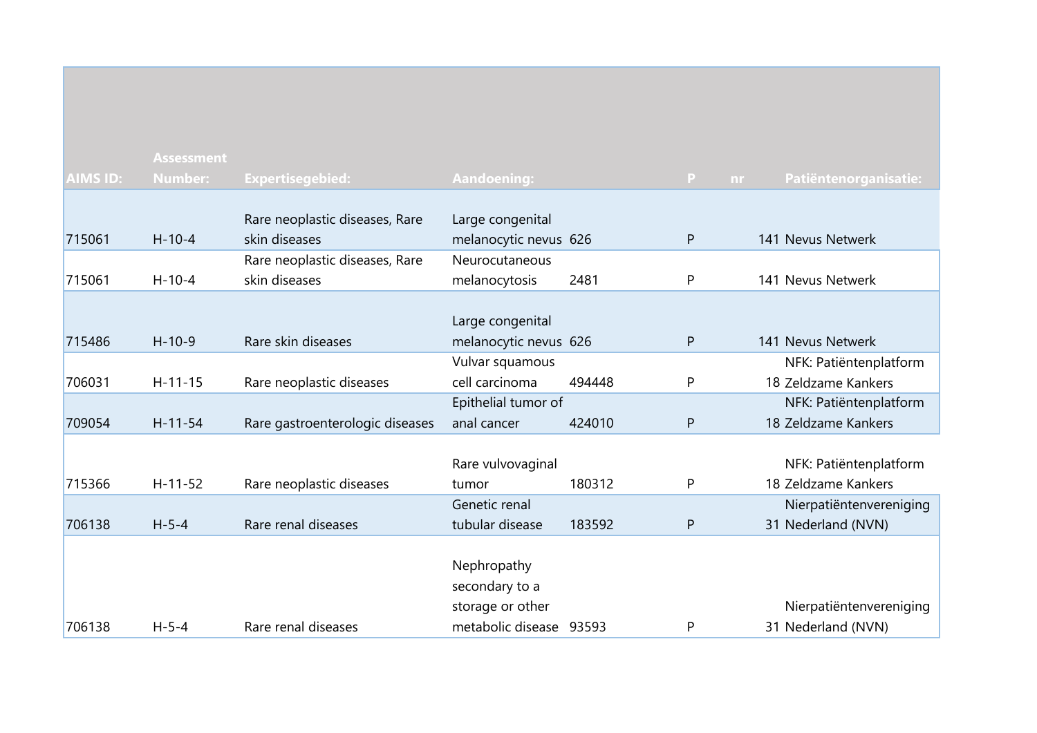| AIMS ID: | Assessment Number: | Expertisegebied: | Aandoening: | | P | nr | Patiëntenorganisatie: |
|---|---|---|---|---|---|---|---|
| 715061 | H-10-4 | Rare neoplastic diseases, Rare skin diseases | Large congenital melanocytic nevus | 626 | P | 141 | Nevus Netwerk |
| 715061 | H-10-4 | Rare neoplastic diseases, Rare skin diseases | Neurocutaneous melanocytosis | 2481 | P | 141 | Nevus Netwerk |
| 715486 | H-10-9 | Rare skin diseases | Large congenital melanocytic nevus | 626 | P | 141 | Nevus Netwerk |
| 706031 | H-11-15 | Rare neoplastic diseases | Vulvar squamous cell carcinoma | 494448 | P | 18 | NFK: Patiëntenplatform Zeldzame Kankers |
| 709054 | H-11-54 | Rare gastroenterologic diseases | Epithelial tumor of anal cancer | 424010 | P | 18 | NFK: Patiëntenplatform Zeldzame Kankers |
| 715366 | H-11-52 | Rare neoplastic diseases | Rare vulvovaginal tumor | 180312 | P | 18 | NFK: Patiëntenplatform Zeldzame Kankers |
| 706138 | H-5-4 | Rare renal diseases | Genetic renal tubular disease | 183592 | P | 31 | Nierpatiëntenvereniging Nederland (NVN) |
| 706138 | H-5-4 | Rare renal diseases | Nephropathy secondary to a storage or other metabolic disease | 93593 | P | 31 | Nierpatiëntenvereniging Nederland (NVN) |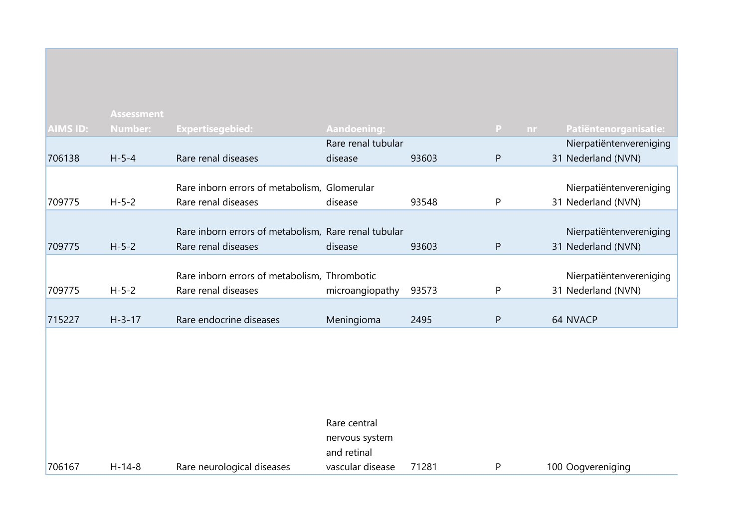| AIMS ID: | Assessment Number: | Expertisegebied: | Aandoening: | | P | nr | Patiëntenorganisatie: |
|---|---|---|---|---|---|---|---|
| 706138 | H-5-4 | Rare renal diseases | Rare renal tubular disease | 93603 | P | 31 | Nierpatiëntenvereniging Nederland (NVN) |
| 709775 | H-5-2 | Rare inborn errors of metabolism, Rare renal diseases | Glomerular disease | 93548 | P | 31 | Nierpatiëntenvereniging Nederland (NVN) |
| 709775 | H-5-2 | Rare inborn errors of metabolism, Rare renal diseases | Rare renal tubular disease | 93603 | P | 31 | Nierpatiëntenvereniging Nederland (NVN) |
| 709775 | H-5-2 | Rare inborn errors of metabolism, Rare renal diseases | Thrombotic microangiopathy | 93573 | P | 31 | Nierpatiëntenvereniging Nederland (NVN) |
| 715227 | H-3-17 | Rare endocrine diseases | Meningioma | 2495 | P | 64 | NVACP |
| 706167 | H-14-8 | Rare neurological diseases | Rare central nervous system and retinal vascular disease | 71281 | P | 100 | Oogvereniging |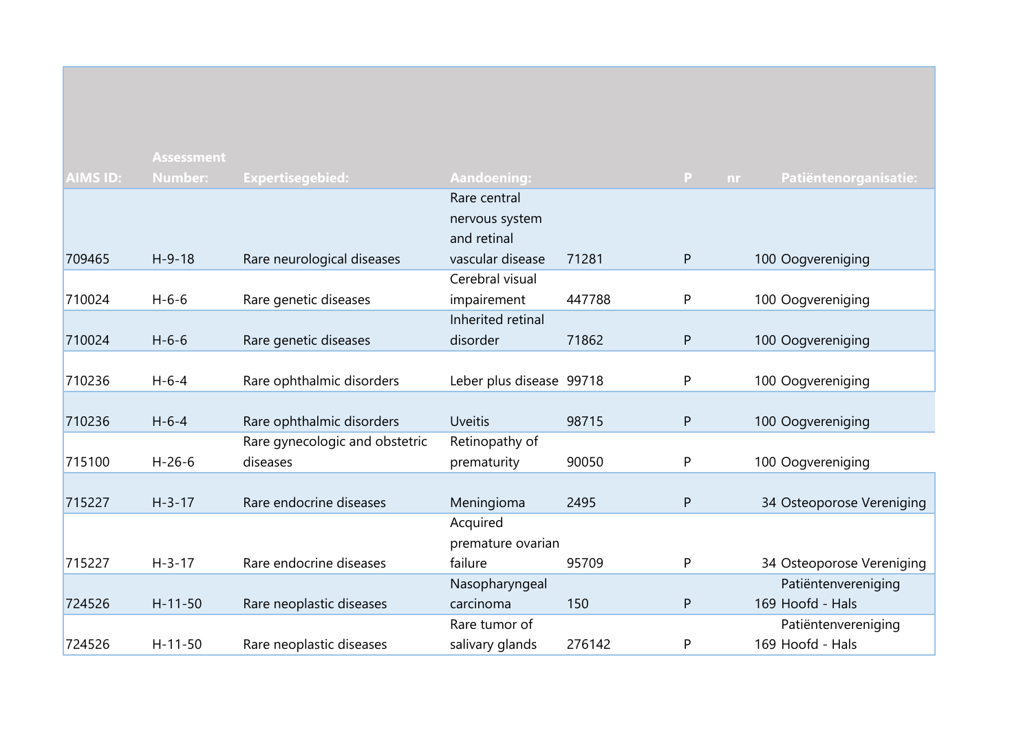| AIMS ID: | Assessment Number: | Expertisegebied: | Aandoening: | | P | nr | Patiëntenorganisatie: |
|---|---|---|---|---|---|---|---|
| 709465 | H-9-18 | Rare neurological diseases | Rare central nervous system and retinal vascular disease | 71281 | P | 100 | Oogvereniging |
| 710024 | H-6-6 | Rare genetic diseases | Cerebral visual impairement | 447788 | P | 100 | Oogvereniging |
| 710024 | H-6-6 | Rare genetic diseases | Inherited retinal disorder | 71862 | P | 100 | Oogvereniging |
| 710236 | H-6-4 | Rare ophthalmic disorders | Leber plus disease | 99718 | P | 100 | Oogvereniging |
| 710236 | H-6-4 | Rare ophthalmic disorders | Uveitis | 98715 | P | 100 | Oogvereniging |
| 715100 | H-26-6 | Rare gynecologic and obstetric diseases | Retinopathy of prematurity | 90050 | P | 100 | Oogvereniging |
| 715227 | H-3-17 | Rare endocrine diseases | Meningioma | 2495 | P | 34 | Osteoporose Vereniging |
| 715227 | H-3-17 | Rare endocrine diseases | Acquired premature ovarian failure | 95709 | P | 34 | Osteoporose Vereniging |
| 724526 | H-11-50 | Rare neoplastic diseases | Nasopharyngeal carcinoma | 150 | P | 169 | Patiëntenvereniging Hoofd - Hals |
| 724526 | H-11-50 | Rare neoplastic diseases | Rare tumor of salivary glands | 276142 | P | 169 | Patiëntenvereniging Hoofd - Hals |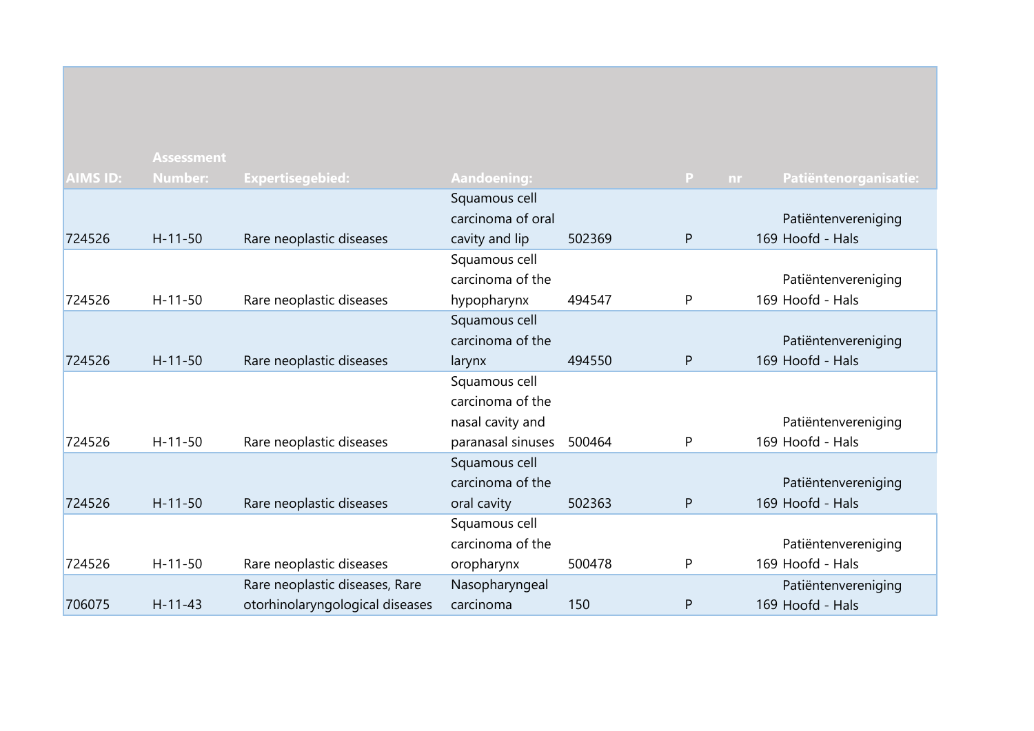| AIMS ID: | Assessment Number: | Expertisegebied: | Aandoening: | | P | nr | Patiëntenorganisatie: |
|---|---|---|---|---|---|---|---|
| 724526 | H-11-50 | Rare neoplastic diseases | Squamous cell carcinoma of oral cavity and lip | 502369 | P | 169 | Patiëntenvereniging Hoofd - Hals |
| 724526 | H-11-50 | Rare neoplastic diseases | Squamous cell carcinoma of the hypopharynx | 494547 | P | 169 | Patiëntenvereniging Hoofd - Hals |
| 724526 | H-11-50 | Rare neoplastic diseases | Squamous cell carcinoma of the larynx | 494550 | P | 169 | Patiëntenvereniging Hoofd - Hals |
| 724526 | H-11-50 | Rare neoplastic diseases | Squamous cell carcinoma of the nasal cavity and paranasal sinuses | 500464 | P | 169 | Patiëntenvereniging Hoofd - Hals |
| 724526 | H-11-50 | Rare neoplastic diseases | Squamous cell carcinoma of the oral cavity | 502363 | P | 169 | Patiëntenvereniging Hoofd - Hals |
| 724526 | H-11-50 | Rare neoplastic diseases | Squamous cell carcinoma of the oropharynx | 500478 | P | 169 | Patiëntenvereniging Hoofd - Hals |
| 706075 | H-11-43 | Rare neoplastic diseases, Rare otorhinolaryngological diseases | Nasopharyngeal carcinoma | 150 | P | 169 | Patiëntenvereniging Hoofd - Hals |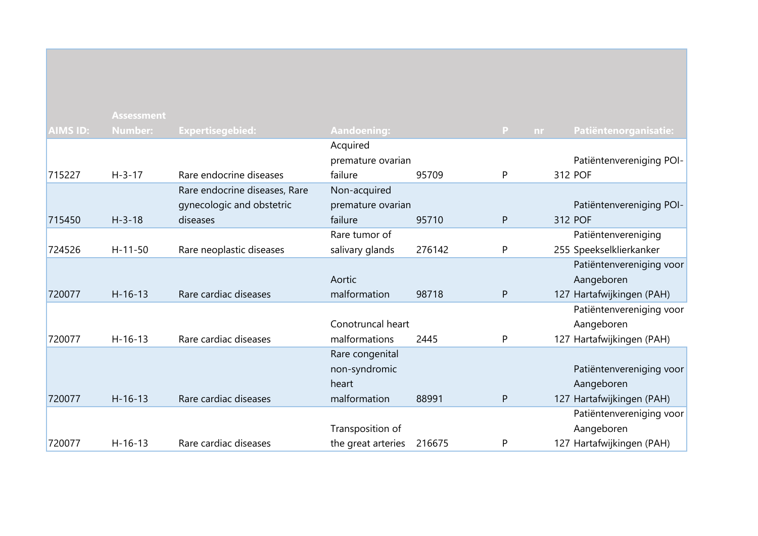| AIMS ID: | Assessment Number: | Expertisegebied: | Aandoening: | | P | nr | Patiëntenorganisatie: |
|---|---|---|---|---|---|---|---|
| 715227 | H-3-17 | Rare endocrine diseases | Acquired premature ovarian failure | 95709 | P | 312 | Patiëntenvereniging POI-POF |
| 715450 | H-3-18 | Rare endocrine diseases, Rare gynecologic and obstetric diseases | Non-acquired premature ovarian failure | 95710 | P | 312 | Patiëntenvereniging POI-POF |
| 724526 | H-11-50 | Rare neoplastic diseases | Rare tumor of salivary glands | 276142 | P | 255 | Patiëntenvereniging Speekselklierkanker |
| 720077 | H-16-13 | Rare cardiac diseases | Aortic malformation | 98718 | P | 127 | Patiëntenvereniging voor Aangeboren Hartafwijkingen (PAH) |
| 720077 | H-16-13 | Rare cardiac diseases | Conotruncal heart malformations | 2445 | P | 127 | Patiëntenvereniging voor Aangeboren Hartafwijkingen (PAH) |
| 720077 | H-16-13 | Rare cardiac diseases | Rare congenital non-syndromic heart malformation | 88991 | P | 127 | Patiëntenvereniging voor Aangeboren Hartafwijkingen (PAH) |
| 720077 | H-16-13 | Rare cardiac diseases | Transposition of the great arteries | 216675 | P | 127 | Patiëntenvereniging voor Aangeboren Hartafwijkingen (PAH) |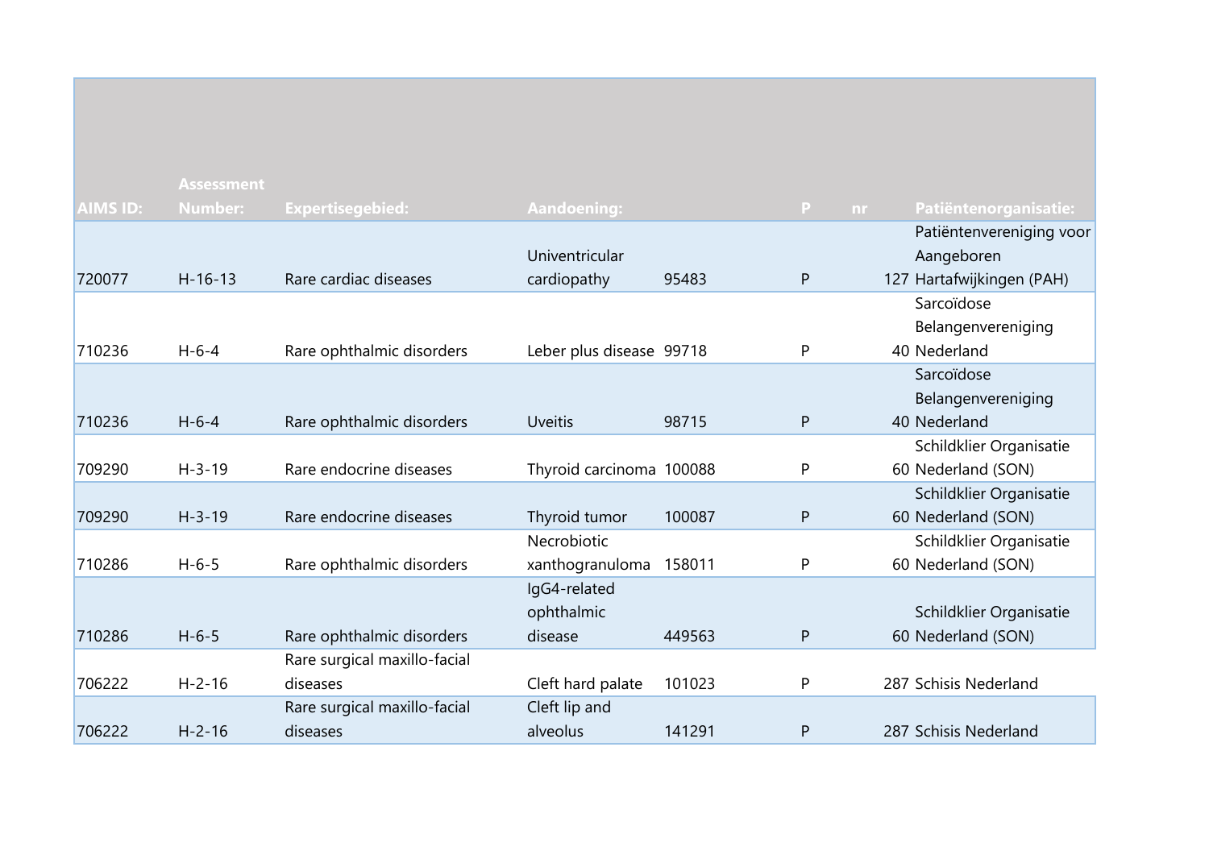| AIMS ID: | Assessment Number: | Expertisegebied: | Aandoening: | | P | nr | Patiëntenorganisatie: |
|---|---|---|---|---|---|---|---|
| 720077 | H-16-13 | Rare cardiac diseases | Univentricular cardiopathy | 95483 | P | 127 | Patiëntenvereniging voor Aangeboren Hartafwijkingen (PAH) |
| 710236 | H-6-4 | Rare ophthalmic disorders | Leber plus disease | 99718 | P | 40 | Sarcoïdose Belangenvereniging Nederland |
| 710236 | H-6-4 | Rare ophthalmic disorders | Uveitis | 98715 | P | 40 | Sarcoïdose Belangenvereniging Nederland |
| 709290 | H-3-19 | Rare endocrine diseases | Thyroid carcinoma | 100088 | P | 60 | Schildklier Organisatie Nederland (SON) |
| 709290 | H-3-19 | Rare endocrine diseases | Thyroid tumor | 100087 | P | 60 | Schildklier Organisatie Nederland (SON) |
| 710286 | H-6-5 | Rare ophthalmic disorders | Necrobiotic xanthogranuloma | 158011 | P | 60 | Schildklier Organisatie Nederland (SON) |
| 710286 | H-6-5 | Rare ophthalmic disorders | IgG4-related ophthalmic disease | 449563 | P | 60 | Schildklier Organisatie Nederland (SON) |
| 706222 | H-2-16 | Rare surgical maxillo-facial diseases | Cleft hard palate | 101023 | P | 287 | Schisis Nederland |
| 706222 | H-2-16 | Rare surgical maxillo-facial diseases | Cleft lip and alveolus | 141291 | P | 287 | Schisis Nederland |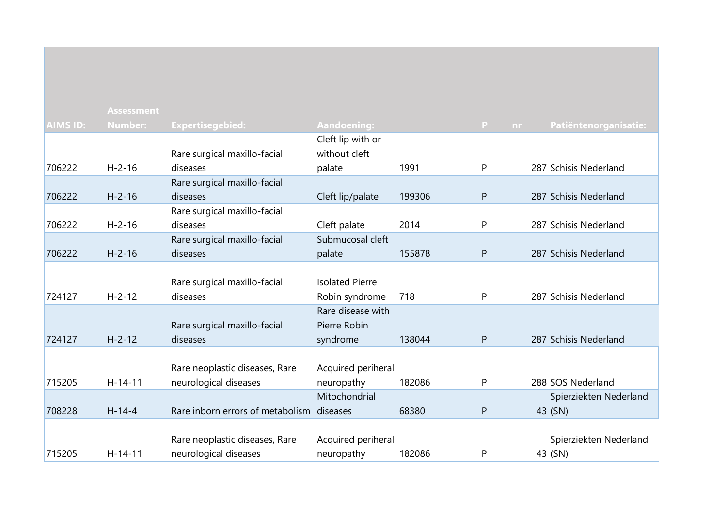| AIMS ID: | Assessment Number: | Expertisegebied: | Aandoening: | | P | nr | Patiëntenorganisatie: |
|---|---|---|---|---|---|---|---|
| 706222 | H-2-16 | Rare surgical maxillo-facial diseases | Cleft lip with or without cleft palate | 1991 | P | 287 | Schisis Nederland |
| 706222 | H-2-16 | Rare surgical maxillo-facial diseases | Cleft lip/palate | 199306 | P | 287 | Schisis Nederland |
| 706222 | H-2-16 | Rare surgical maxillo-facial diseases | Cleft palate | 2014 | P | 287 | Schisis Nederland |
| 706222 | H-2-16 | Rare surgical maxillo-facial diseases | Submucosal cleft palate | 155878 | P | 287 | Schisis Nederland |
| 724127 | H-2-12 | Rare surgical maxillo-facial diseases | Isolated Pierre Robin syndrome | 718 | P | 287 | Schisis Nederland |
| 724127 | H-2-12 | Rare surgical maxillo-facial diseases | Rare disease with Pierre Robin syndrome | 138044 | P | 287 | Schisis Nederland |
| 715205 | H-14-11 | Rare neoplastic diseases, Rare neurological diseases | Acquired periheral neuropathy | 182086 | P | 288 | SOS Nederland |
| 708228 | H-14-4 | Rare inborn errors of metabolism | Mitochondrial diseases | 68380 | P | 43 | Spierziekten Nederland (SN) |
| 715205 | H-14-11 | Rare neoplastic diseases, Rare neurological diseases | Acquired periheral neuropathy | 182086 | P | 43 | Spierziekten Nederland (SN) |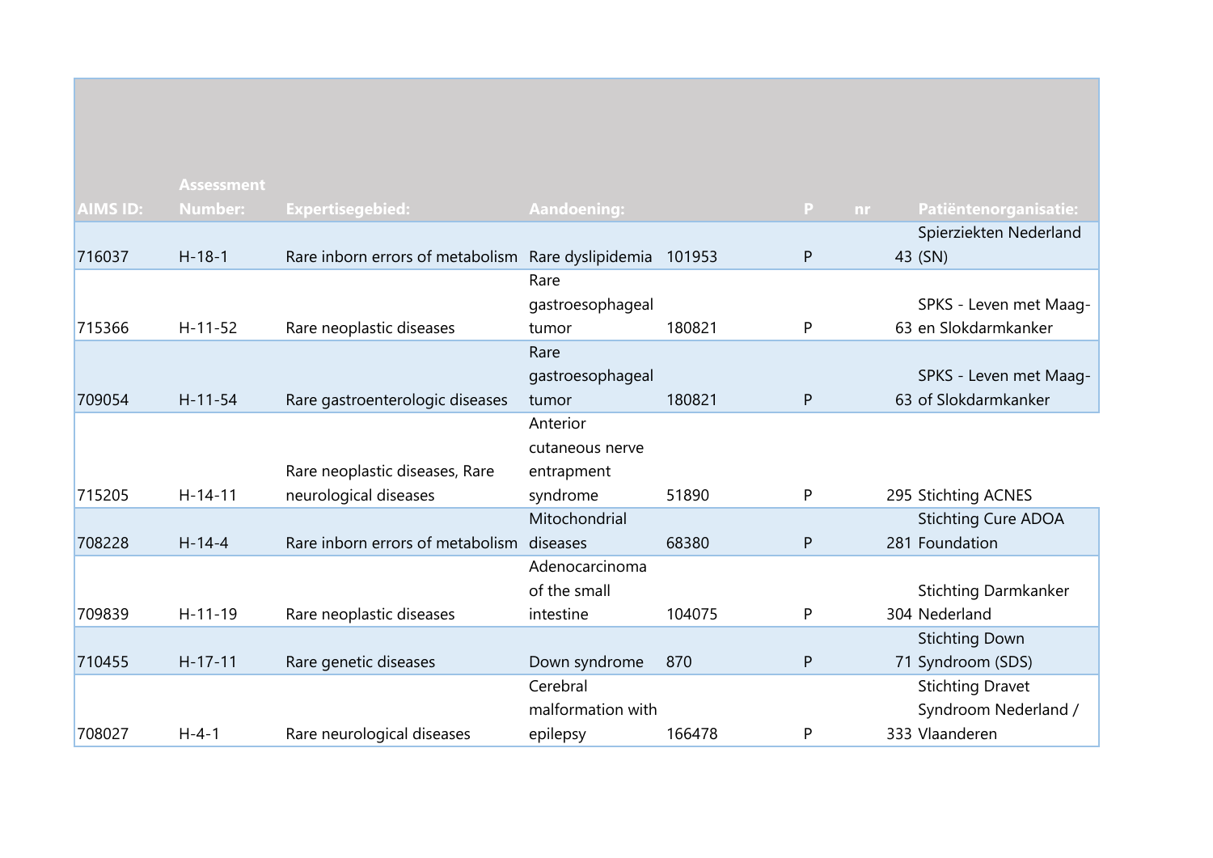| AIMS ID: | Assessment Number: | Expertisegebied: | Aandoening: | | P | nr | Patiëntenorganisatie: |
|---|---|---|---|---|---|---|---|
| 716037 | H-18-1 | Rare inborn errors of metabolism | Rare dyslipidemia | 101953 | P | 43 | Spierziekten Nederland (SN) |
| 715366 | H-11-52 | Rare neoplastic diseases | Rare gastroesophageal tumor | 180821 | P | 63 | SPKS - Leven met Maag- en Slokdarmkanker |
| 709054 | H-11-54 | Rare gastroenterologic diseases | Rare gastroesophageal tumor | 180821 | P | 63 | SPKS - Leven met Maag- of Slokdarmkanker |
| 715205 | H-14-11 | Rare neoplastic diseases, Rare neurological diseases | Anterior cutaneous nerve entrapment syndrome | 51890 | P | 295 | Stichting ACNES |
| 708228 | H-14-4 | Rare inborn errors of metabolism | Mitochondrial diseases | 68380 | P | 281 | Stichting Cure ADOA Foundation |
| 709839 | H-11-19 | Rare neoplastic diseases | Adenocarcinoma of the small intestine | 104075 | P | 304 | Stichting Darmkanker Nederland |
| 710455 | H-17-11 | Rare genetic diseases | Down syndrome | 870 | P | 71 | Stichting Down Syndroom (SDS) |
| 708027 | H-4-1 | Rare neurological diseases | Cerebral malformation with epilepsy | 166478 | P | 333 | Stichting Dravet Syndroom Nederland / Vlaanderen |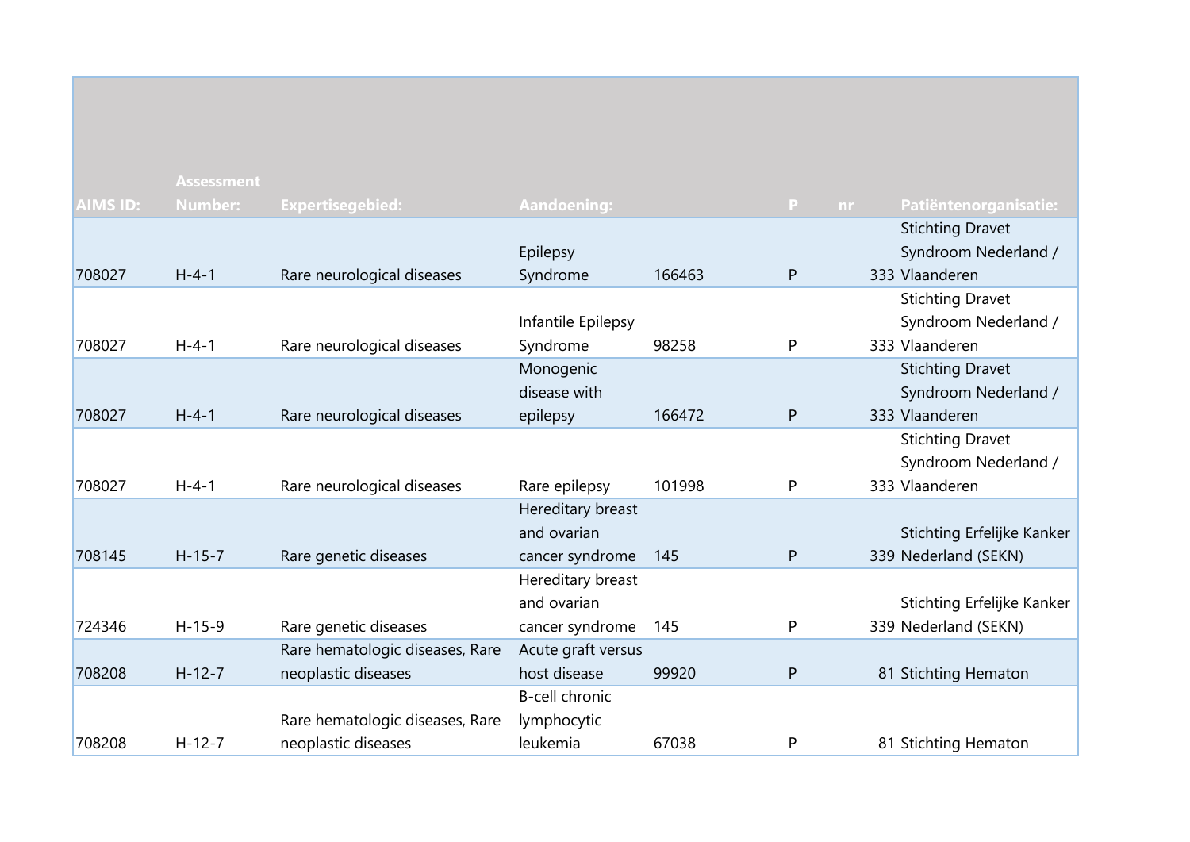| AIMS ID: | Assessment Number: | Expertisegebied: | Aandoening: | | P | nr | Patiëntenorganisatie: |
|---|---|---|---|---|---|---|---|
| 708027 | H-4-1 | Rare neurological diseases | Epilepsy Syndrome | 166463 | P | 333 | Stichting Dravet Syndroom Nederland / Vlaanderen |
| 708027 | H-4-1 | Rare neurological diseases | Infantile Epilepsy Syndrome | 98258 | P | 333 | Stichting Dravet Syndroom Nederland / Vlaanderen |
| 708027 | H-4-1 | Rare neurological diseases | Monogenic disease with epilepsy | 166472 | P | 333 | Stichting Dravet Syndroom Nederland / Vlaanderen |
| 708027 | H-4-1 | Rare neurological diseases | Rare epilepsy | 101998 | P | 333 | Stichting Dravet Syndroom Nederland / Vlaanderen |
| 708145 | H-15-7 | Rare genetic diseases | Hereditary breast and ovarian cancer syndrome | 145 | P | 339 | Stichting Erfelijke Kanker Nederland (SEKN) |
| 724346 | H-15-9 | Rare genetic diseases | Hereditary breast and ovarian cancer syndrome | 145 | P | 339 | Stichting Erfelijke Kanker Nederland (SEKN) |
| 708208 | H-12-7 | Rare hematologic diseases, Rare neoplastic diseases | Acute graft versus host disease | 99920 | P | 81 | Stichting Hematon |
| 708208 | H-12-7 | Rare hematologic diseases, Rare neoplastic diseases | B-cell chronic lymphocytic leukemia | 67038 | P | 81 | Stichting Hematon |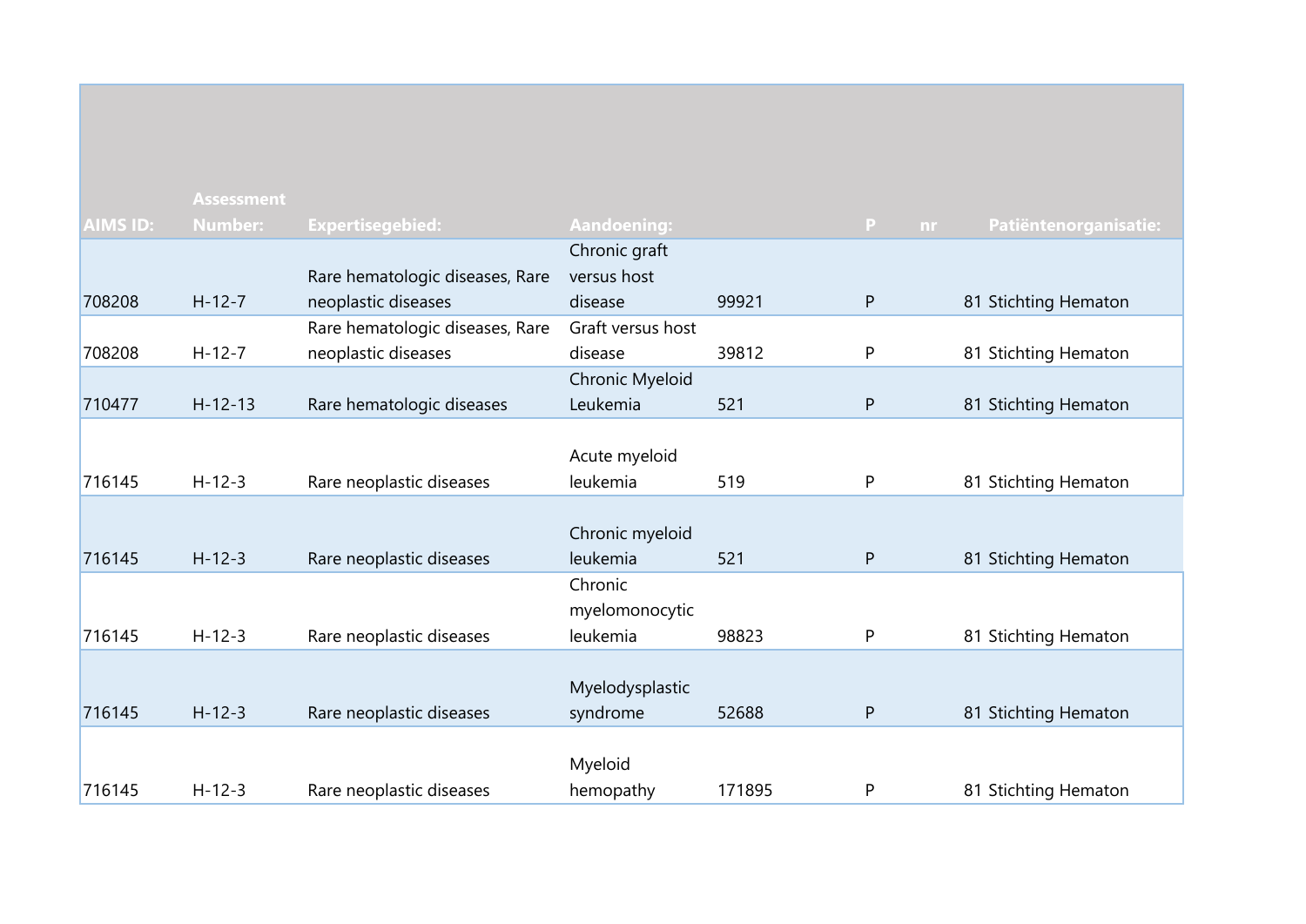| AIMS ID: | Assessment Number: | Expertisegebied: | Aandoening: | | P | nr | Patiëntenorganisatie: |
|---|---|---|---|---|---|---|---|
| 708208 | H-12-7 | Rare hematologic diseases, Rare neoplastic diseases | Chronic graft versus host disease | 99921 | P | 81 | Stichting Hematon |
| 708208 | H-12-7 | Rare hematologic diseases, Rare neoplastic diseases | Graft versus host disease | 39812 | P | 81 | Stichting Hematon |
| 710477 | H-12-13 | Rare hematologic diseases | Chronic Myeloid Leukemia | 521 | P | 81 | Stichting Hematon |
| 716145 | H-12-3 | Rare neoplastic diseases | Acute myeloid leukemia | 519 | P | 81 | Stichting Hematon |
| 716145 | H-12-3 | Rare neoplastic diseases | Chronic myeloid leukemia | 521 | P | 81 | Stichting Hematon |
| 716145 | H-12-3 | Rare neoplastic diseases | Chronic myelomonocytic leukemia | 98823 | P | 81 | Stichting Hematon |
| 716145 | H-12-3 | Rare neoplastic diseases | Myelodysplastic syndrome | 52688 | P | 81 | Stichting Hematon |
| 716145 | H-12-3 | Rare neoplastic diseases | Myeloid hemopathy | 171895 | P | 81 | Stichting Hematon |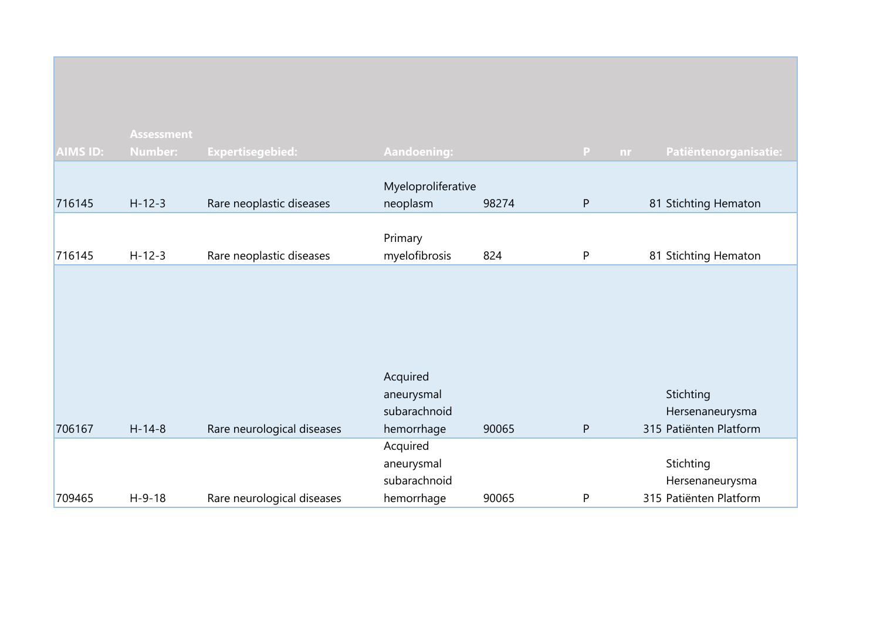| AIMS ID: | Assessment Number: | Expertisegebied: | Aandoening: | | P | nr | Patiëntenorganisatie: |
|---|---|---|---|---|---|---|---|
| 716145 | H-12-3 | Rare neoplastic diseases | Myeloproliferative neoplasm | 98274 | P | 81 | Stichting Hematon |
| 716145 | H-12-3 | Rare neoplastic diseases | Primary myelofibrosis | 824 | P | 81 | Stichting Hematon |
| 706167 | H-14-8 | Rare neurological diseases | Acquired aneurysmal subarachnoid hemorrhage | 90065 | P | 315 | Stichting Hersenaneurysma Patiënten Platform |
| 709465 | H-9-18 | Rare neurological diseases | Acquired aneurysmal subarachnoid hemorrhage | 90065 | P | 315 | Stichting Hersenaneurysma Patiënten Platform |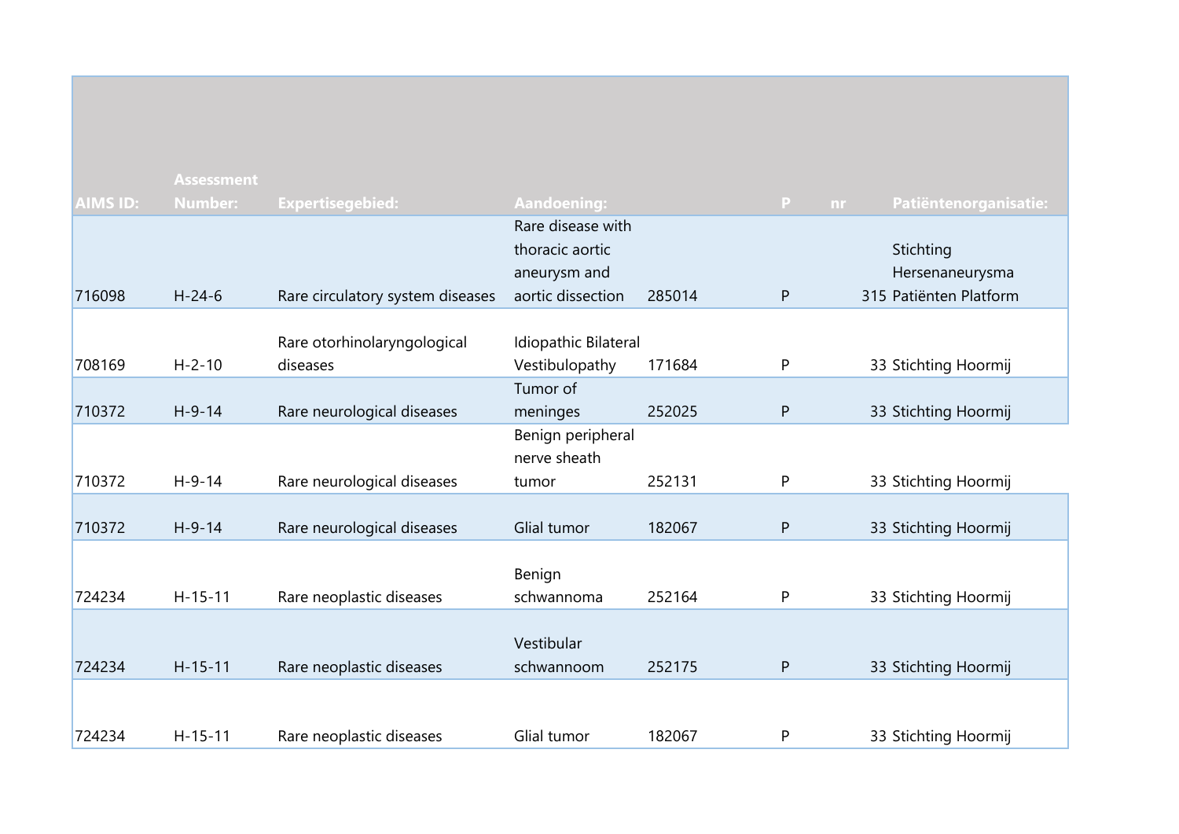| AIMS ID: | Assessment Number: | Expertisegebied: | Aandoening: | | P | nr | Patiëntenorganisatie: |
|---|---|---|---|---|---|---|---|
| 716098 | H-24-6 | Rare circulatory system diseases | Rare disease with thoracic aortic aneurysm and aortic dissection | 285014 | P | 315 | Stichting Hersenaneurysma Patiënten Platform |
| 708169 | H-2-10 | Rare otorhinolaryngological diseases | Idiopathic Bilateral Vestibulopathy | 171684 | P | 33 | Stichting Hoormij |
| 710372 | H-9-14 | Rare neurological diseases | Tumor of meninges | 252025 | P | 33 | Stichting Hoormij |
| 710372 | H-9-14 | Rare neurological diseases | Benign peripheral nerve sheath tumor | 252131 | P | 33 | Stichting Hoormij |
| 710372 | H-9-14 | Rare neurological diseases | Glial tumor | 182067 | P | 33 | Stichting Hoormij |
| 724234 | H-15-11 | Rare neoplastic diseases | Benign schwannoma | 252164 | P | 33 | Stichting Hoormij |
| 724234 | H-15-11 | Rare neoplastic diseases | Vestibular schwannoom | 252175 | P | 33 | Stichting Hoormij |
| 724234 | H-15-11 | Rare neoplastic diseases | Glial tumor | 182067 | P | 33 | Stichting Hoormij |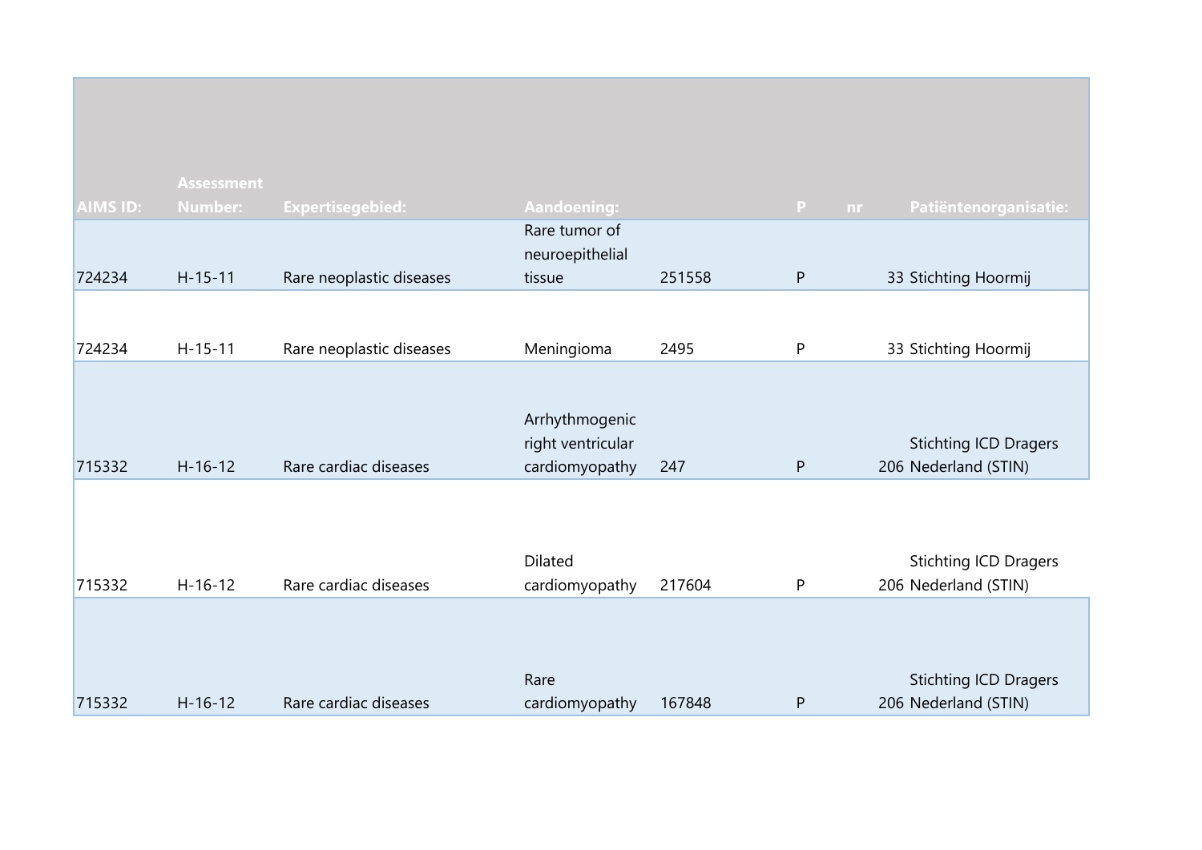| AIMS ID: | Assessment Number: | Expertisegebied: | Aandoening: | | P | nr | Patiëntenorganisatie: |
|---|---|---|---|---|---|---|---|
| 724234 | H-15-11 | Rare neoplastic diseases | Rare tumor of neuroepithelial tissue | 251558 | P | 33 | Stichting Hoormij |
| 724234 | H-15-11 | Rare neoplastic diseases | Meningioma | 2495 | P | 33 | Stichting Hoormij |
| 715332 | H-16-12 | Rare cardiac diseases | Arrhythmogenic right ventricular cardiomyopathy | 247 | P | 206 | Stichting ICD Dragers Nederland (STIN) |
| 715332 | H-16-12 | Rare cardiac diseases | Dilated cardiomyopathy | 217604 | P | 206 | Stichting ICD Dragers Nederland (STIN) |
| 715332 | H-16-12 | Rare cardiac diseases | Rare cardiomyopathy | 167848 | P | 206 | Stichting ICD Dragers Nederland (STIN) |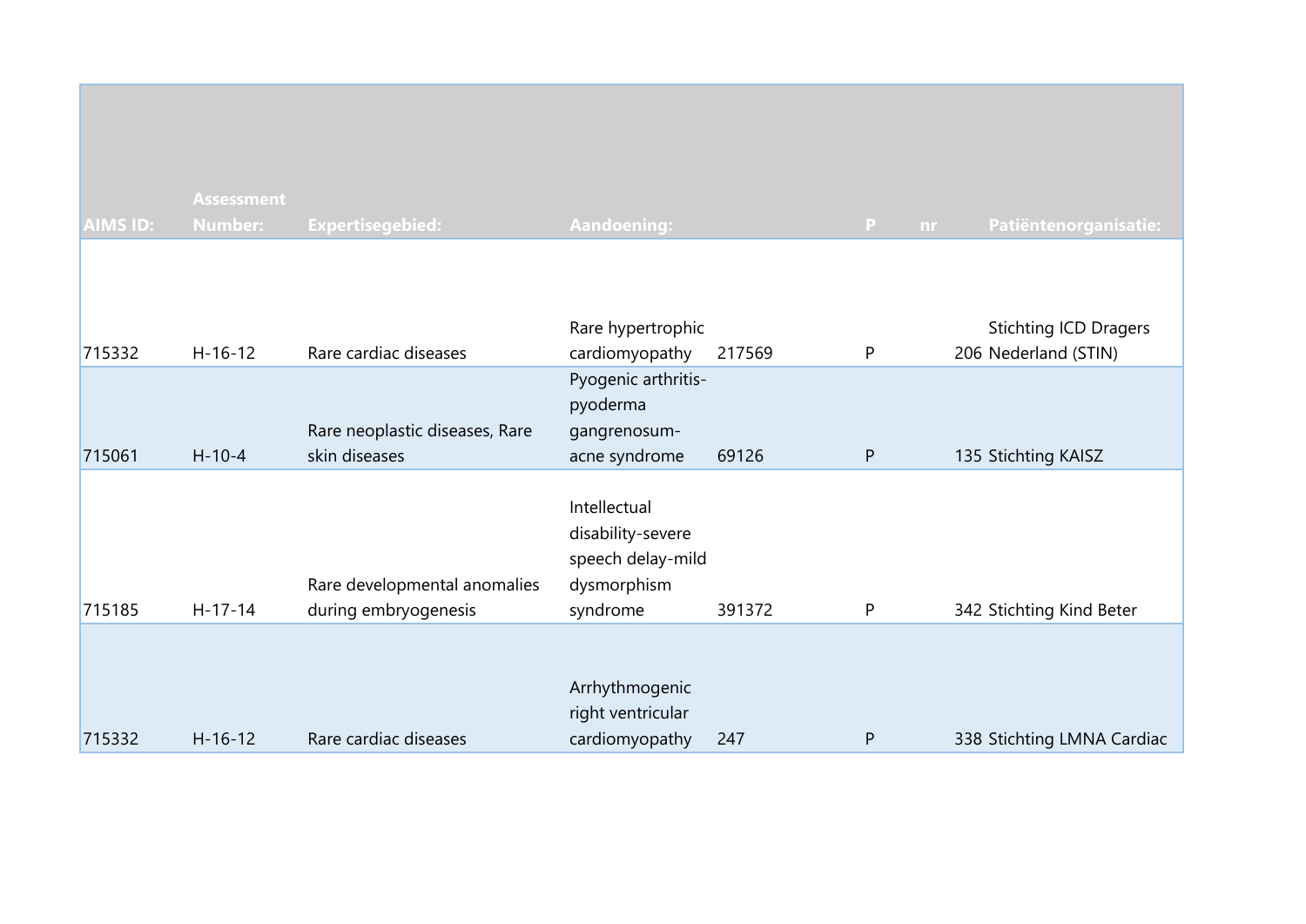| AIMS ID: | Assessment Number: | Expertisegebied: | Aandoening: | | P | nr | Patiëntenorganisatie: |
|---|---|---|---|---|---|---|---|
| 715332 | H-16-12 | Rare cardiac diseases | Rare hypertrophic cardiomyopathy | 217569 | P | 206 | Stichting ICD Dragers Nederland (STIN) |
| 715061 | H-10-4 | Rare neoplastic diseases, Rare skin diseases | Pyogenic arthritis-pyoderma gangrenosum-acne syndrome | 69126 | P | 135 | Stichting KAISZ |
| 715185 | H-17-14 | Rare developmental anomalies during embryogenesis | Intellectual disability-severe speech delay-mild dysmorphism syndrome | 391372 | P | 342 | Stichting Kind Beter |
| 715332 | H-16-12 | Rare cardiac diseases | Arrhythmogenic right ventricular cardiomyopathy | 247 | P | 338 | Stichting LMNA Cardiac |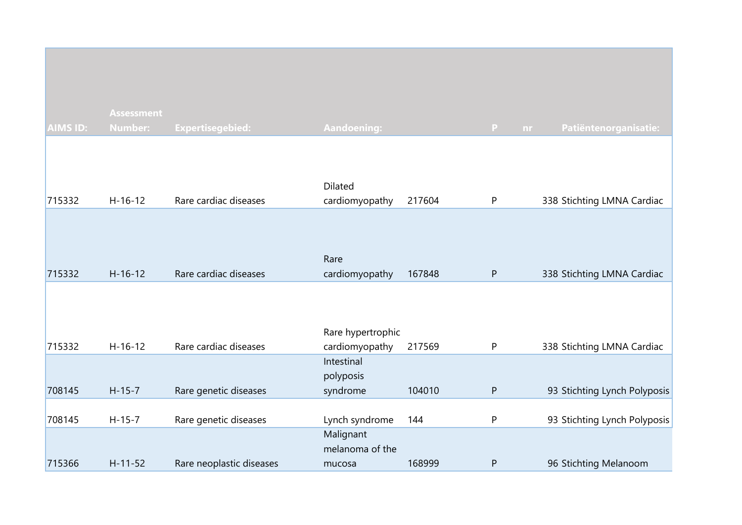| AIMS ID: | Assessment Number: | Expertisegebied: | Aandoening: | | P | nr | Patiëntenorganisatie: |
|---|---|---|---|---|---|---|---|
| 715332 | H-16-12 | Rare cardiac diseases | Dilated cardiomyopathy | 217604 | P | 338 | Stichting LMNA Cardiac |
| 715332 | H-16-12 | Rare cardiac diseases | Rare cardiomyopathy | 167848 | P | 338 | Stichting LMNA Cardiac |
| 715332 | H-16-12 | Rare cardiac diseases | Rare hypertrophic cardiomyopathy | 217569 | P | 338 | Stichting LMNA Cardiac |
| 708145 | H-15-7 | Rare genetic diseases | Intestinal polyposis syndrome | 104010 | P | 93 | Stichting Lynch Polyposis |
| 708145 | H-15-7 | Rare genetic diseases | Lynch syndrome | 144 | P | 93 | Stichting Lynch Polyposis |
| 715366 | H-11-52 | Rare neoplastic diseases | Malignant melanoma of the mucosa | 168999 | P | 96 | Stichting Melanoom |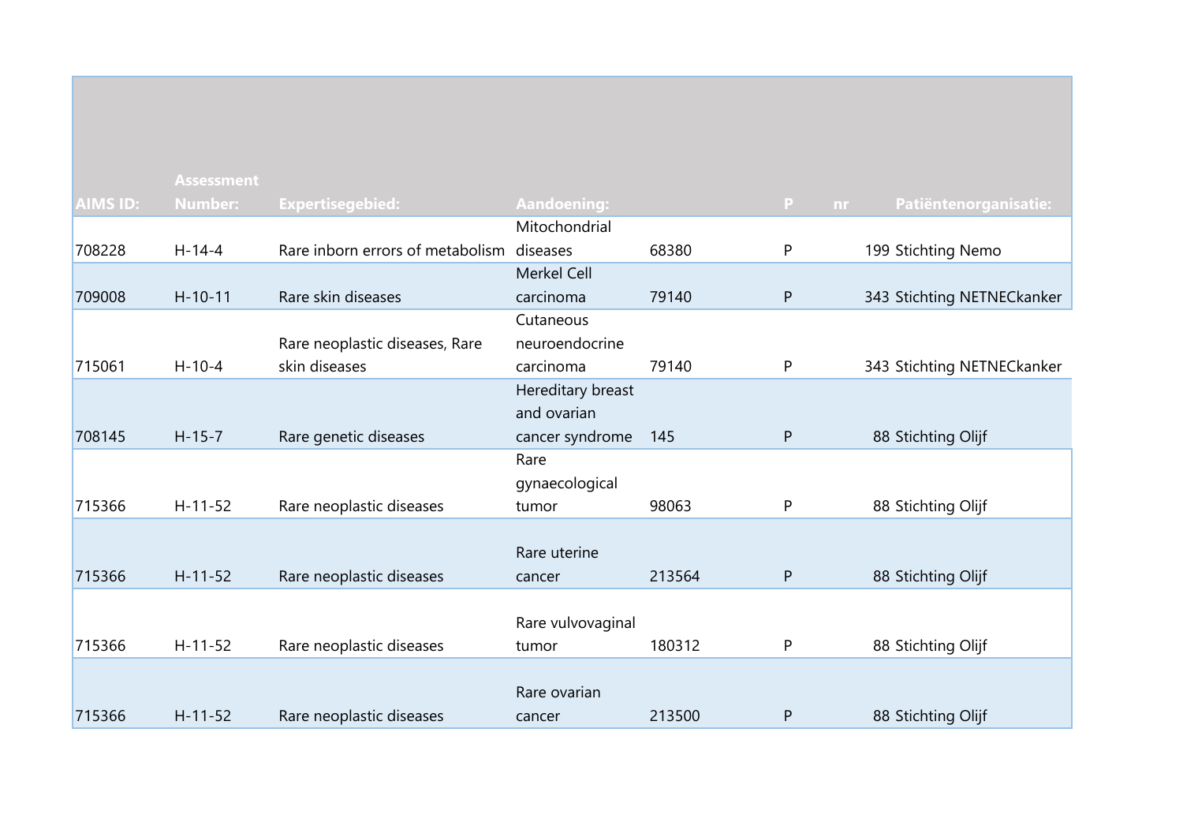| AIMS ID: | Assessment Number: | Expertisegebied: | Aandoening: | | P | nr | Patiëntenorganisatie: |
|---|---|---|---|---|---|---|---|
| 708228 | H-14-4 | Rare inborn errors of metabolism | Mitochondrial diseases | 68380 | P | 199 | Stichting Nemo |
| 709008 | H-10-11 | Rare skin diseases | Merkel Cell carcinoma | 79140 | P | 343 | Stichting NETNECkanker |
| 715061 | H-10-4 | Rare neoplastic diseases, Rare skin diseases | Cutaneous neuroendocrine carcinoma | 79140 | P | 343 | Stichting NETNECkanker |
| 708145 | H-15-7 | Rare genetic diseases | Hereditary breast and ovarian cancer syndrome | 145 | P | 88 | Stichting Olijf |
| 715366 | H-11-52 | Rare neoplastic diseases | Rare gynaecological tumor | 98063 | P | 88 | Stichting Olijf |
| 715366 | H-11-52 | Rare neoplastic diseases | Rare uterine cancer | 213564 | P | 88 | Stichting Olijf |
| 715366 | H-11-52 | Rare neoplastic diseases | Rare vulvovaginal tumor | 180312 | P | 88 | Stichting Olijf |
| 715366 | H-11-52 | Rare neoplastic diseases | Rare ovarian cancer | 213500 | P | 88 | Stichting Olijf |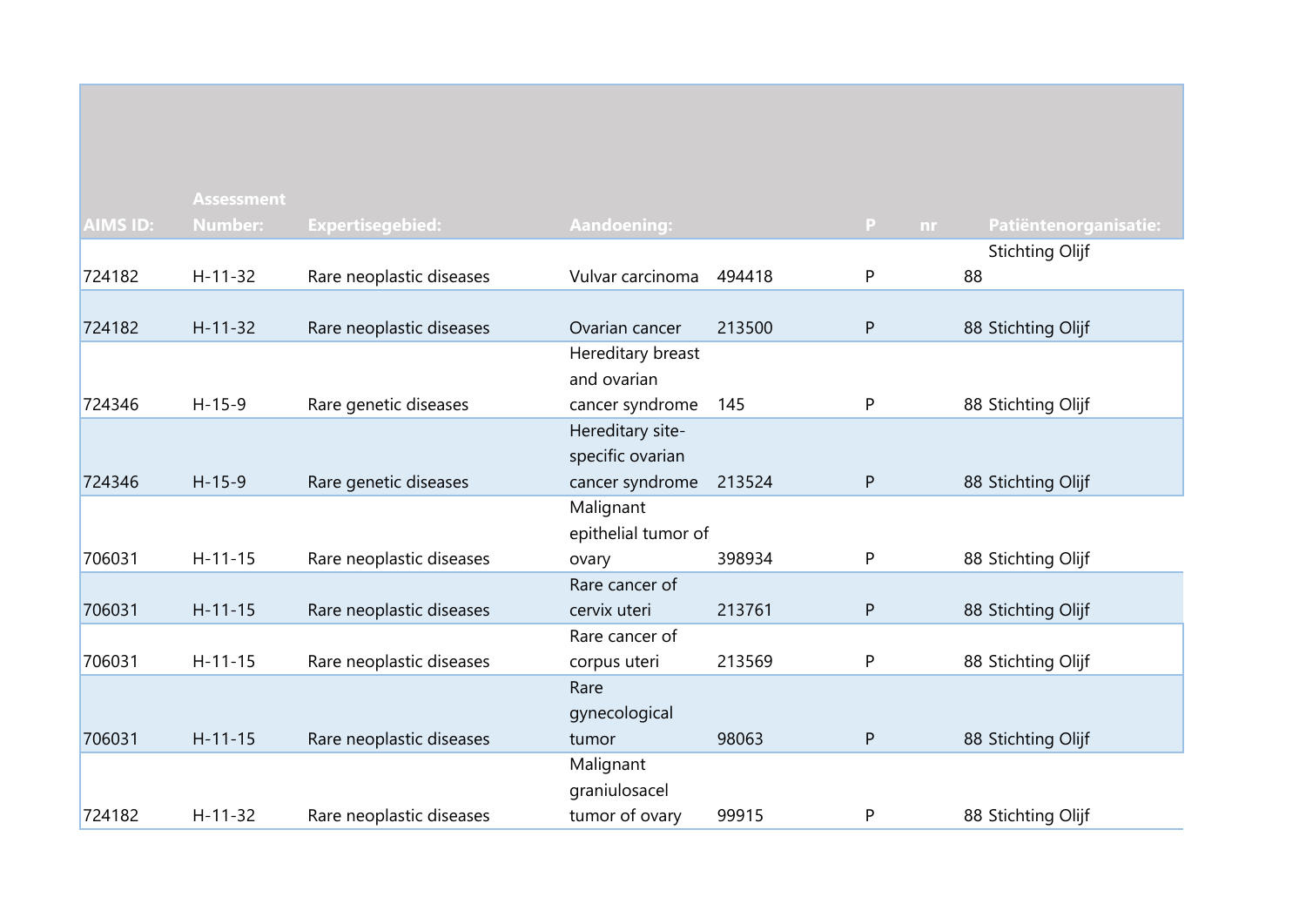| AIMS ID: | Assessment Number: | Expertisegebied: | Aandoening: | | P | nr | Patiëntenorganisatie: |
|---|---|---|---|---|---|---|---|
| 724182 | H-11-32 | Rare neoplastic diseases | Vulvar carcinoma | 494418 | P | 88 | Stichting Olijf |
| 724182 | H-11-32 | Rare neoplastic diseases | Ovarian cancer | 213500 | P | 88 | Stichting Olijf |
| 724346 | H-15-9 | Rare genetic diseases | Hereditary breast and ovarian cancer syndrome | 145 | P | 88 | Stichting Olijf |
| 724346 | H-15-9 | Rare genetic diseases | Hereditary site-specific ovarian cancer syndrome | 213524 | P | 88 | Stichting Olijf |
| 706031 | H-11-15 | Rare neoplastic diseases | Malignant epithelial tumor of ovary | 398934 | P | 88 | Stichting Olijf |
| 706031 | H-11-15 | Rare neoplastic diseases | Rare cancer of cervix uteri | 213761 | P | 88 | Stichting Olijf |
| 706031 | H-11-15 | Rare neoplastic diseases | Rare cancer of corpus uteri | 213569 | P | 88 | Stichting Olijf |
| 706031 | H-11-15 | Rare neoplastic diseases | Rare gynecological tumor | 98063 | P | 88 | Stichting Olijf |
| 724182 | H-11-32 | Rare neoplastic diseases | Malignant graniulosacel tumor of ovary | 99915 | P | 88 | Stichting Olijf |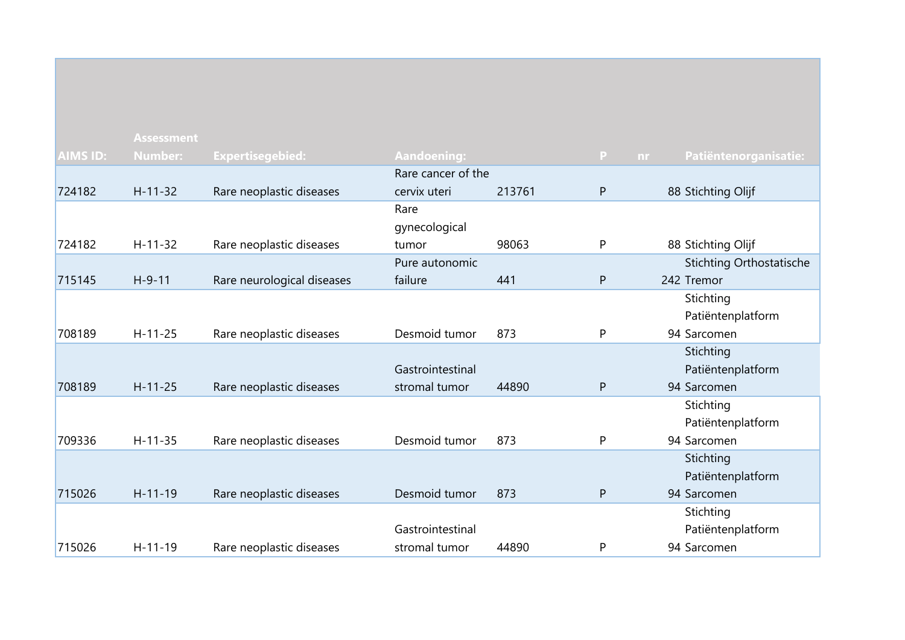| AIMS ID: | Assessment Number: | Expertisegebied: | Aandoening: | | P | nr | Patiëntenorganisatie: |
|---|---|---|---|---|---|---|---|
| 724182 | H-11-32 | Rare neoplastic diseases | Rare cancer of the cervix uteri | 213761 | P | 88 | Stichting Olijf |
| 724182 | H-11-32 | Rare neoplastic diseases | Rare gynecological tumor | 98063 | P | 88 | Stichting Olijf |
| 715145 | H-9-11 | Rare neurological diseases | Pure autonomic failure | 441 | P | 242 | Stichting Orthostatische Tremor |
| 708189 | H-11-25 | Rare neoplastic diseases | Desmoid tumor | 873 | P | 94 | Stichting Patiëntenplatform Sarcomen |
| 708189 | H-11-25 | Rare neoplastic diseases | Gastrointestinal stromal tumor | 44890 | P | 94 | Stichting Patiëntenplatform Sarcomen |
| 709336 | H-11-35 | Rare neoplastic diseases | Desmoid tumor | 873 | P | 94 | Stichting Patiëntenplatform Sarcomen |
| 715026 | H-11-19 | Rare neoplastic diseases | Desmoid tumor | 873 | P | 94 | Stichting Patiëntenplatform Sarcomen |
| 715026 | H-11-19 | Rare neoplastic diseases | Gastrointestinal stromal tumor | 44890 | P | 94 | Stichting Patiëntenplatform Sarcomen |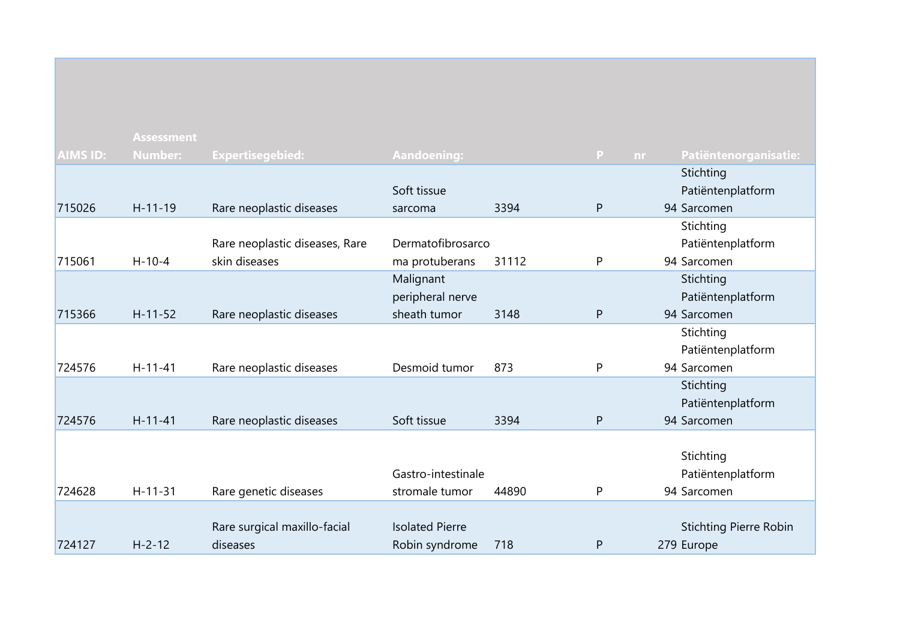| AIMS ID: | Assessment Number: | Expertisegebied: | Aandoening: | | P | nr | Patiëntenorganisatie: |
|---|---|---|---|---|---|---|---|
| 715026 | H-11-19 | Rare neoplastic diseases | Soft tissue sarcoma | 3394 | P | 94 | Stichting Patiëntenplatform Sarcomen |
| 715061 | H-10-4 | Rare neoplastic diseases, Rare skin diseases | Dermatofibrosarcoma protuberans | 31112 | P | 94 | Stichting Patiëntenplatform Sarcomen |
| 715366 | H-11-52 | Rare neoplastic diseases | Malignant peripheral nerve sheath tumor | 3148 | P | 94 | Stichting Patiëntenplatform Sarcomen |
| 724576 | H-11-41 | Rare neoplastic diseases | Desmoid tumor | 873 | P | 94 | Stichting Patiëntenplatform Sarcomen |
| 724576 | H-11-41 | Rare neoplastic diseases | Soft tissue | 3394 | P | 94 | Stichting Patiëntenplatform Sarcomen |
| 724628 | H-11-31 | Rare genetic diseases | Gastro-intestinale stromale tumor | 44890 | P | 94 | Stichting Patiëntenplatform Sarcomen |
| 724127 | H-2-12 | Rare surgical maxillo-facial diseases | Isolated Pierre Robin syndrome | 718 | P | 279 | Stichting Pierre Robin Europe |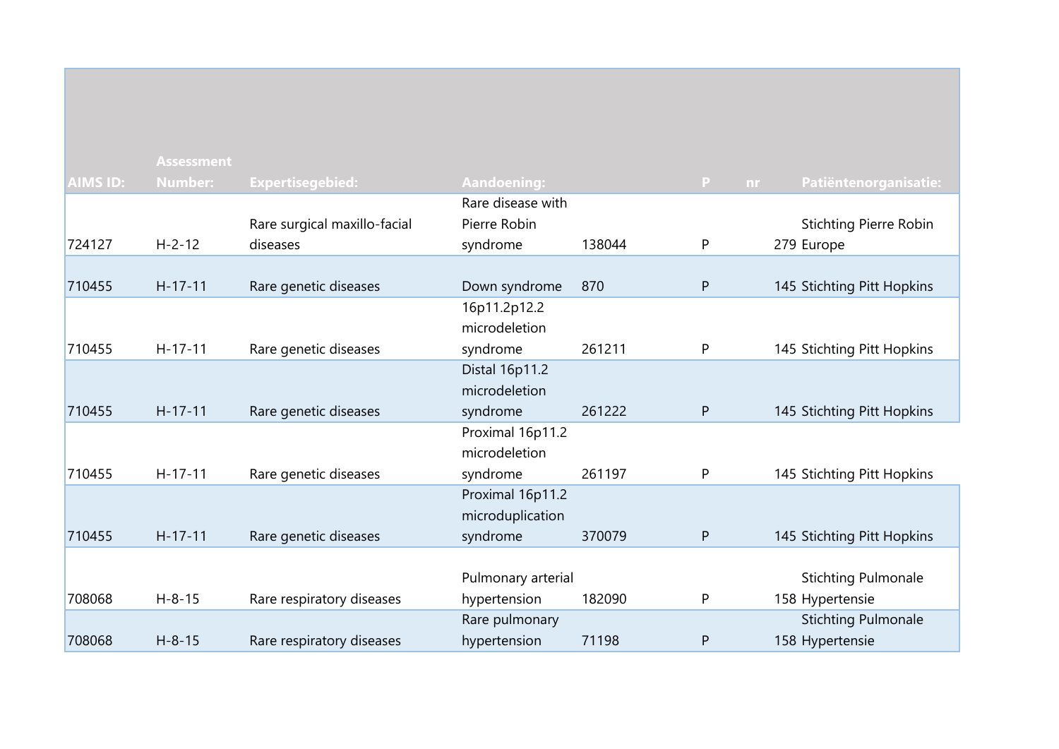| AIMS ID: | Assessment Number: | Expertisegebied: | Aandoening: | | P | nr | Patiëntenorganisatie: |
|---|---|---|---|---|---|---|---|
| 724127 | H-2-12 | Rare surgical maxillo-facial diseases | Rare disease with Pierre Robin syndrome | 138044 | P | 279 | Stichting Pierre Robin Europe |
| 710455 | H-17-11 | Rare genetic diseases | Down syndrome | 870 | P | 145 | Stichting Pitt Hopkins |
| 710455 | H-17-11 | Rare genetic diseases | 16p11.2p12.2 microdeletion syndrome | 261211 | P | 145 | Stichting Pitt Hopkins |
| 710455 | H-17-11 | Rare genetic diseases | Distal 16p11.2 microdeletion syndrome | 261222 | P | 145 | Stichting Pitt Hopkins |
| 710455 | H-17-11 | Rare genetic diseases | Proximal 16p11.2 microdeletion syndrome | 261197 | P | 145 | Stichting Pitt Hopkins |
| 710455 | H-17-11 | Rare genetic diseases | Proximal 16p11.2 microduplication syndrome | 370079 | P | 145 | Stichting Pitt Hopkins |
| 708068 | H-8-15 | Rare respiratory diseases | Pulmonary arterial hypertension | 182090 | P | 158 | Stichting Pulmonale Hypertensie |
| 708068 | H-8-15 | Rare respiratory diseases | Rare pulmonary hypertension | 71198 | P | 158 | Stichting Pulmonale Hypertensie |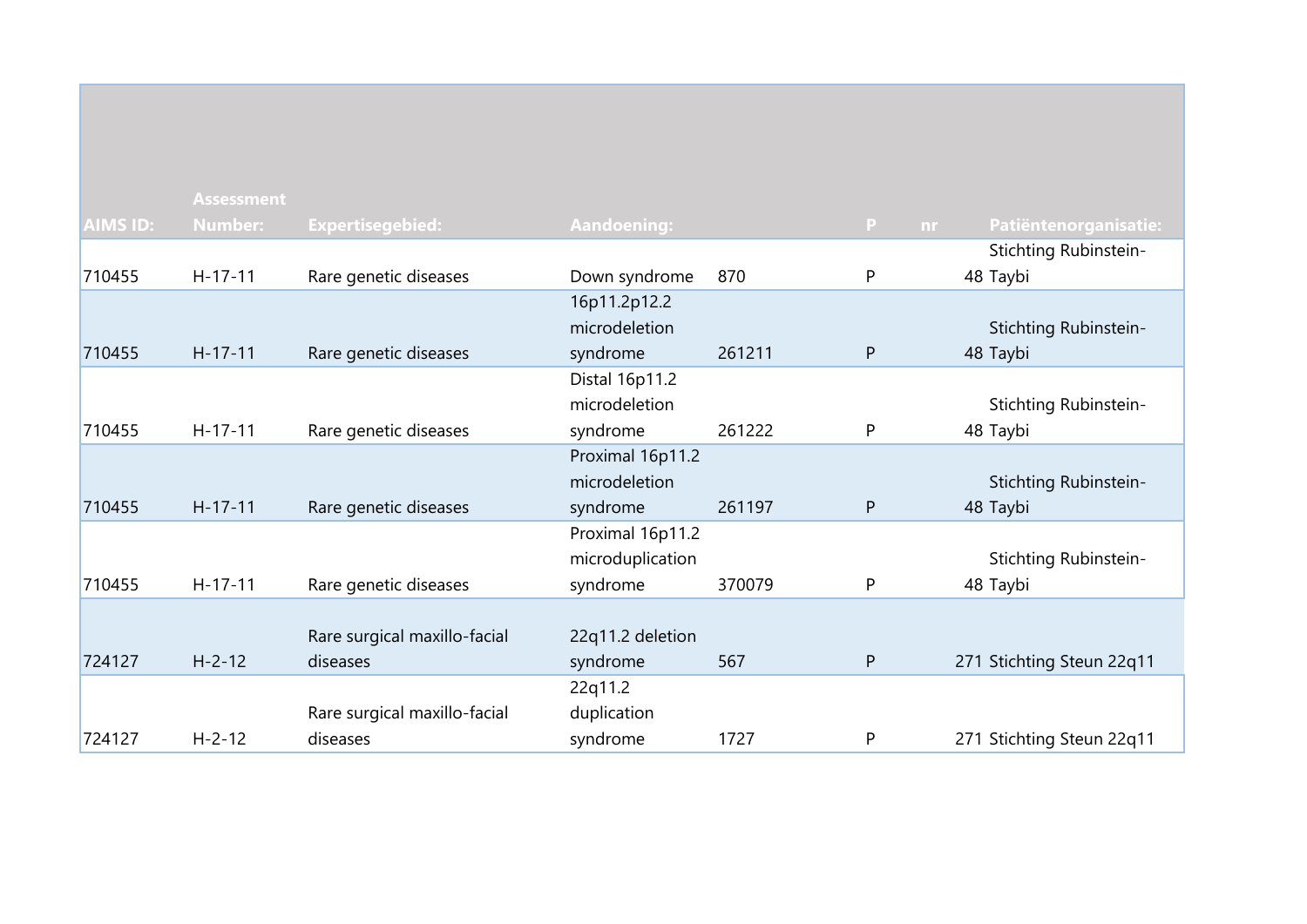| AIMS ID: | Assessment Number: | Expertisegebied: | Aandoening: | | P | nr | Patiëntenorganisatie: |
|---|---|---|---|---|---|---|---|
| 710455 | H-17-11 | Rare genetic diseases | Down syndrome | 870 | P | 48 | Stichting Rubinstein-Taybi |
| 710455 | H-17-11 | Rare genetic diseases | 16p11.2p12.2 microdeletion syndrome | 261211 | P | 48 | Stichting Rubinstein-Taybi |
| 710455 | H-17-11 | Rare genetic diseases | Distal 16p11.2 microdeletion syndrome | 261222 | P | 48 | Stichting Rubinstein-Taybi |
| 710455 | H-17-11 | Rare genetic diseases | Proximal 16p11.2 microdeletion syndrome | 261197 | P | 48 | Stichting Rubinstein-Taybi |
| 710455 | H-17-11 | Rare genetic diseases | Proximal 16p11.2 microduplication syndrome | 370079 | P | 48 | Stichting Rubinstein-Taybi |
| 724127 | H-2-12 | Rare surgical maxillo-facial diseases | 22q11.2 deletion syndrome | 567 | P | 271 | Stichting Steun 22q11 |
| 724127 | H-2-12 | Rare surgical maxillo-facial diseases | 22q11.2 duplication syndrome | 1727 | P | 271 | Stichting Steun 22q11 |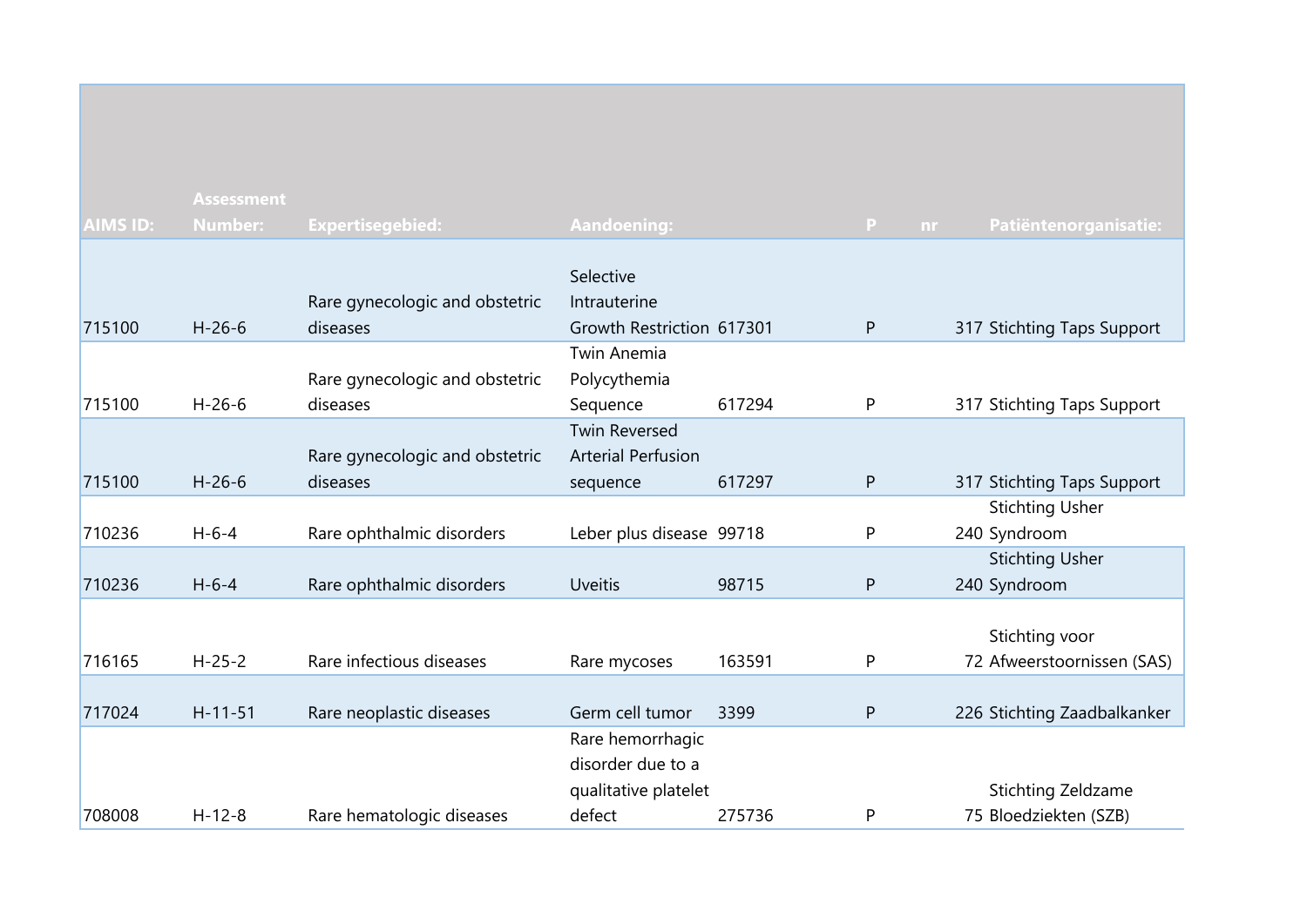| AIMS ID: | Assessment Number: | Expertisegebied: | Aandoening: | | P | nr | Patiëntenorganisatie: |
|---|---|---|---|---|---|---|---|
| 715100 | H-26-6 | Rare gynecologic and obstetric diseases | Selective Intrauterine Growth Restriction | 617301 | P | 317 | Stichting Taps Support |
| 715100 | H-26-6 | Rare gynecologic and obstetric diseases | Twin Anemia Polycythemia Sequence | 617294 | P | 317 | Stichting Taps Support |
| 715100 | H-26-6 | Rare gynecologic and obstetric diseases | Twin Reversed Arterial Perfusion sequence | 617297 | P | 317 | Stichting Taps Support |
| 710236 | H-6-4 | Rare ophthalmic disorders | Leber plus disease | 99718 | P | 240 | Stichting Usher Syndroom |
| 710236 | H-6-4 | Rare ophthalmic disorders | Uveitis | 98715 | P | 240 | Stichting Usher Syndroom |
| 716165 | H-25-2 | Rare infectious diseases | Rare mycoses | 163591 | P | 72 | Stichting voor Afweerstoornissen (SAS) |
| 717024 | H-11-51 | Rare neoplastic diseases | Germ cell tumor | 3399 | P | 226 | Stichting Zaadbalkanker |
| 708008 | H-12-8 | Rare hematologic diseases | Rare hemorrhagic disorder due to a qualitative platelet defect | 275736 | P | 75 | Stichting Zeldzame Bloedziekten (SZB) |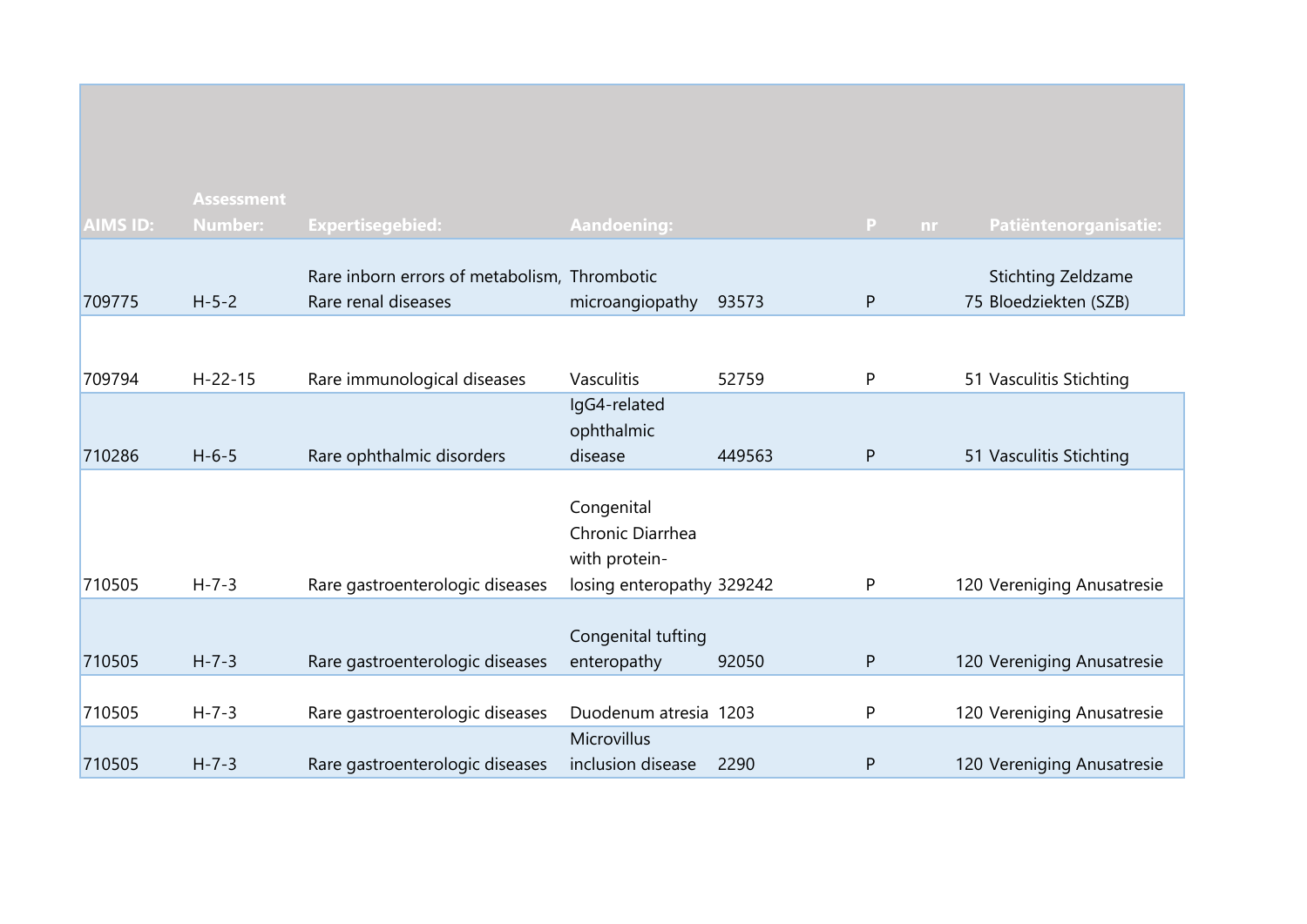| AIMS ID: | Assessment Number: | Expertisegebied: | Aandoening: | | P | nr | Patiëntenorganisatie: |
|---|---|---|---|---|---|---|---|
| 709775 | H-5-2 | Rare inborn errors of metabolism, Rare renal diseases | Thrombotic microangiopathy | 93573 | P | 75 | Stichting Zeldzame Bloedziekten (SZB) |
| 709794 | H-22-15 | Rare immunological diseases | Vasculitis | 52759 | P | 51 | Vasculitis Stichting |
| 710286 | H-6-5 | Rare ophthalmic disorders | IgG4-related ophthalmic disease | 449563 | P | 51 | Vasculitis Stichting |
| 710505 | H-7-3 | Rare gastroenterologic diseases | Congenital Chronic Diarrhea with protein-losing enteropathy | 329242 | P | 120 | Vereniging Anusatresie |
| 710505 | H-7-3 | Rare gastroenterologic diseases | Congenital tufting enteropathy | 92050 | P | 120 | Vereniging Anusatresie |
| 710505 | H-7-3 | Rare gastroenterologic diseases | Duodenum atresia | 1203 | P | 120 | Vereniging Anusatresie |
| 710505 | H-7-3 | Rare gastroenterologic diseases | Microvillus inclusion disease | 2290 | P | 120 | Vereniging Anusatresie |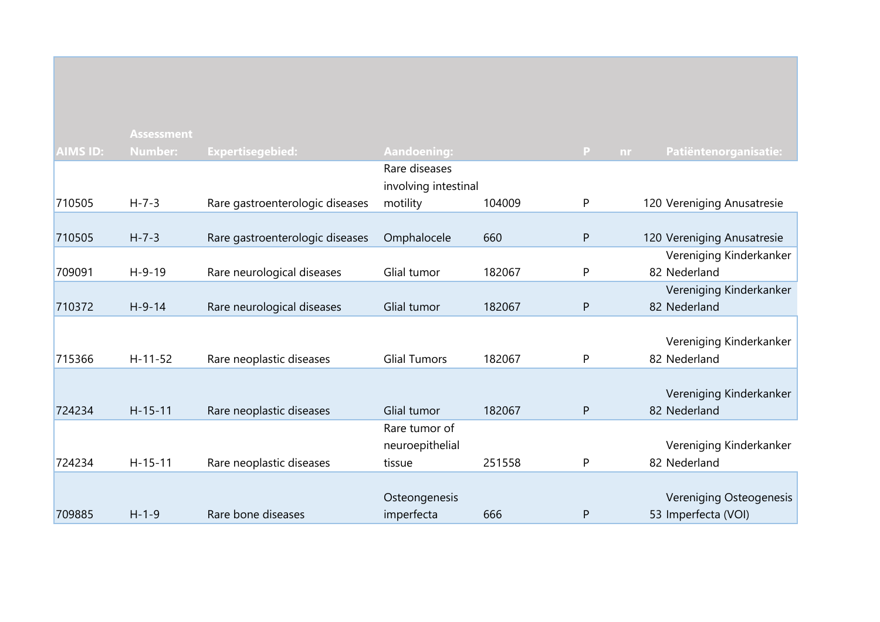| AIMS ID: | Assessment Number: | Expertisegebied: | Aandoening: | | P | nr | Patiëntenorganisatie: |
|---|---|---|---|---|---|---|---|
| 710505 | H-7-3 | Rare gastroenterologic diseases | Rare diseases involving intestinal motility | 104009 | P | 120 | Vereniging Anusatresie |
| 710505 | H-7-3 | Rare gastroenterologic diseases | Omphalocele | 660 | P | 120 | Vereniging Anusatresie |
| 709091 | H-9-19 | Rare neurological diseases | Glial tumor | 182067 | P | 82 | Vereniging Kinderkanker Nederland |
| 710372 | H-9-14 | Rare neurological diseases | Glial tumor | 182067 | P | 82 | Vereniging Kinderkanker Nederland |
| 715366 | H-11-52 | Rare neoplastic diseases | Glial Tumors | 182067 | P | 82 | Vereniging Kinderkanker Nederland |
| 724234 | H-15-11 | Rare neoplastic diseases | Glial tumor | 182067 | P | 82 | Vereniging Kinderkanker Nederland |
| 724234 | H-15-11 | Rare neoplastic diseases | Rare tumor of neuroepithelial tissue | 251558 | P | 82 | Vereniging Kinderkanker Nederland |
| 709885 | H-1-9 | Rare bone diseases | Osteongenesis imperfecta | 666 | P | 53 | Vereniging Osteogenesis Imperfecta (VOI) |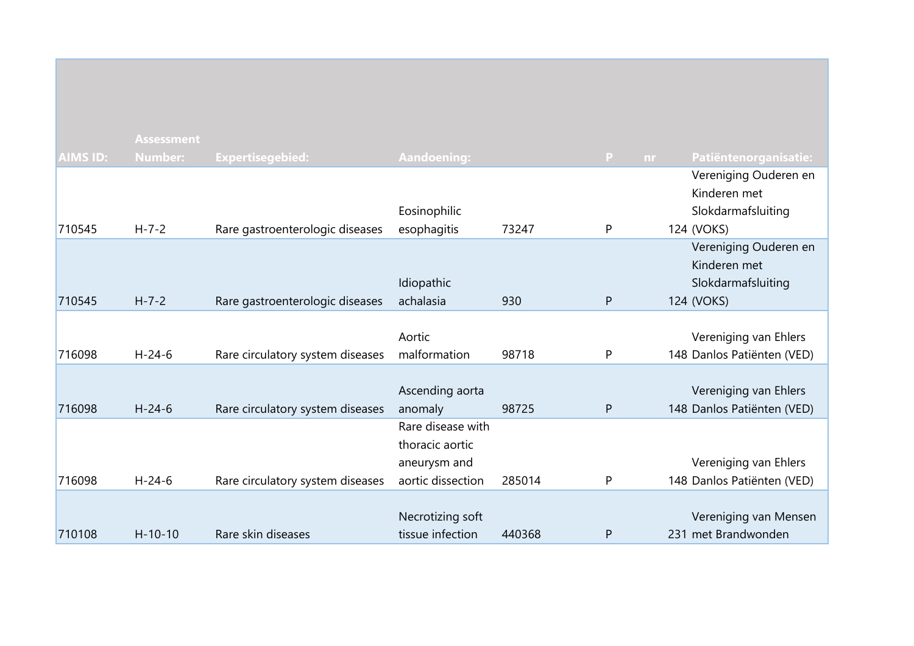| AIMS ID: | Assessment Number: | Expertisegebied: | Aandoening: | | P | nr | Patiëntenorganisatie: |
|---|---|---|---|---|---|---|---|
| 710545 | H-7-2 | Rare gastroenterologic diseases | Eosinophilic esophagitis | 73247 | P | 124 | Vereniging Ouderen en Kinderen met Slokdarmafsluiting (VOKS) |
| 710545 | H-7-2 | Rare gastroenterologic diseases | Idiopathic achalasia | 930 | P | 124 | Vereniging Ouderen en Kinderen met Slokdarmafsluiting (VOKS) |
| 716098 | H-24-6 | Rare circulatory system diseases | Aortic malformation | 98718 | P | 148 | Vereniging van Ehlers Danlos Patiënten (VED) |
| 716098 | H-24-6 | Rare circulatory system diseases | Ascending aorta anomaly | 98725 | P | 148 | Vereniging van Ehlers Danlos Patiënten (VED) |
| 716098 | H-24-6 | Rare circulatory system diseases | Rare disease with thoracic aortic aneurysm and aortic dissection | 285014 | P | 148 | Vereniging van Ehlers Danlos Patiënten (VED) |
| 710108 | H-10-10 | Rare skin diseases | Necrotizing soft tissue infection | 440368 | P | 231 | Vereniging van Mensen met Brandwonden |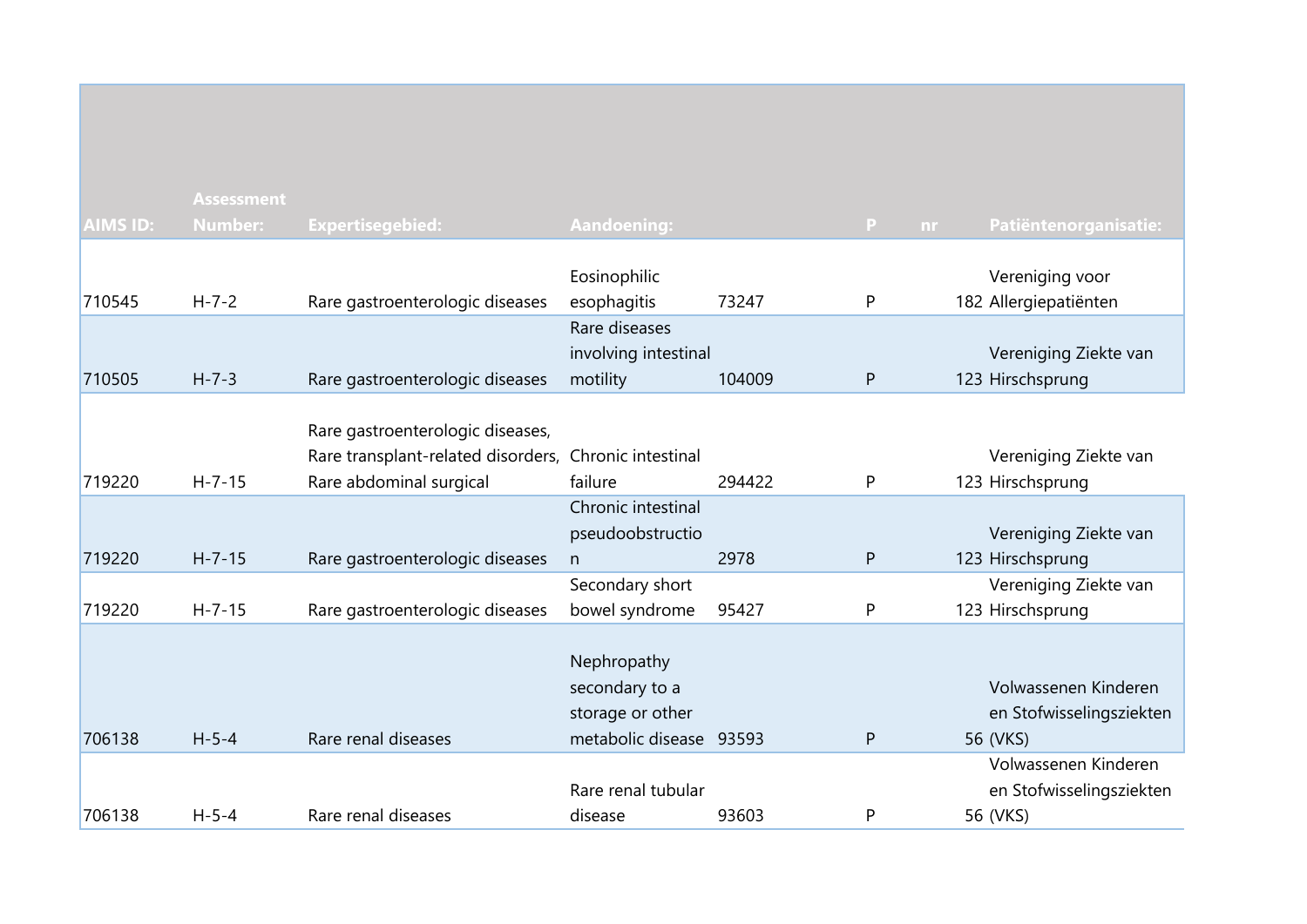| AIMS ID: | Assessment Number: | Expertisegebied: | Aandoening: | | P | nr | Patiëntenorganisatie: |
|---|---|---|---|---|---|---|---|
| 710545 | H-7-2 | Rare gastroenterologic diseases | Eosinophilic esophagitis | 73247 | P | 182 | Vereniging voor Allergiepatiënten |
| 710505 | H-7-3 | Rare gastroenterologic diseases | Rare diseases involving intestinal motility | 104009 | P | 123 | Vereniging Ziekte van Hirschsprung |
| 719220 | H-7-15 | Rare gastroenterologic diseases, Rare transplant-related disorders, Rare abdominal surgical | Chronic intestinal failure | 294422 | P | 123 | Vereniging Ziekte van Hirschsprung |
| 719220 | H-7-15 | Rare gastroenterologic diseases | Chronic intestinal pseudoobstruction | 2978 | P | 123 | Vereniging Ziekte van Hirschsprung |
| 719220 | H-7-15 | Rare gastroenterologic diseases | Secondary short bowel syndrome | 95427 | P | 123 | Vereniging Ziekte van Hirschsprung |
| 706138 | H-5-4 | Rare renal diseases | Nephropathy secondary to a storage or other metabolic disease | 93593 | P | 56 | Volwassenen Kinderen en Stofwisselingsziekten (VKS) |
| 706138 | H-5-4 | Rare renal diseases | Rare renal tubular disease | 93603 | P | 56 | Volwassenen Kinderen en Stofwisselingsziekten (VKS) |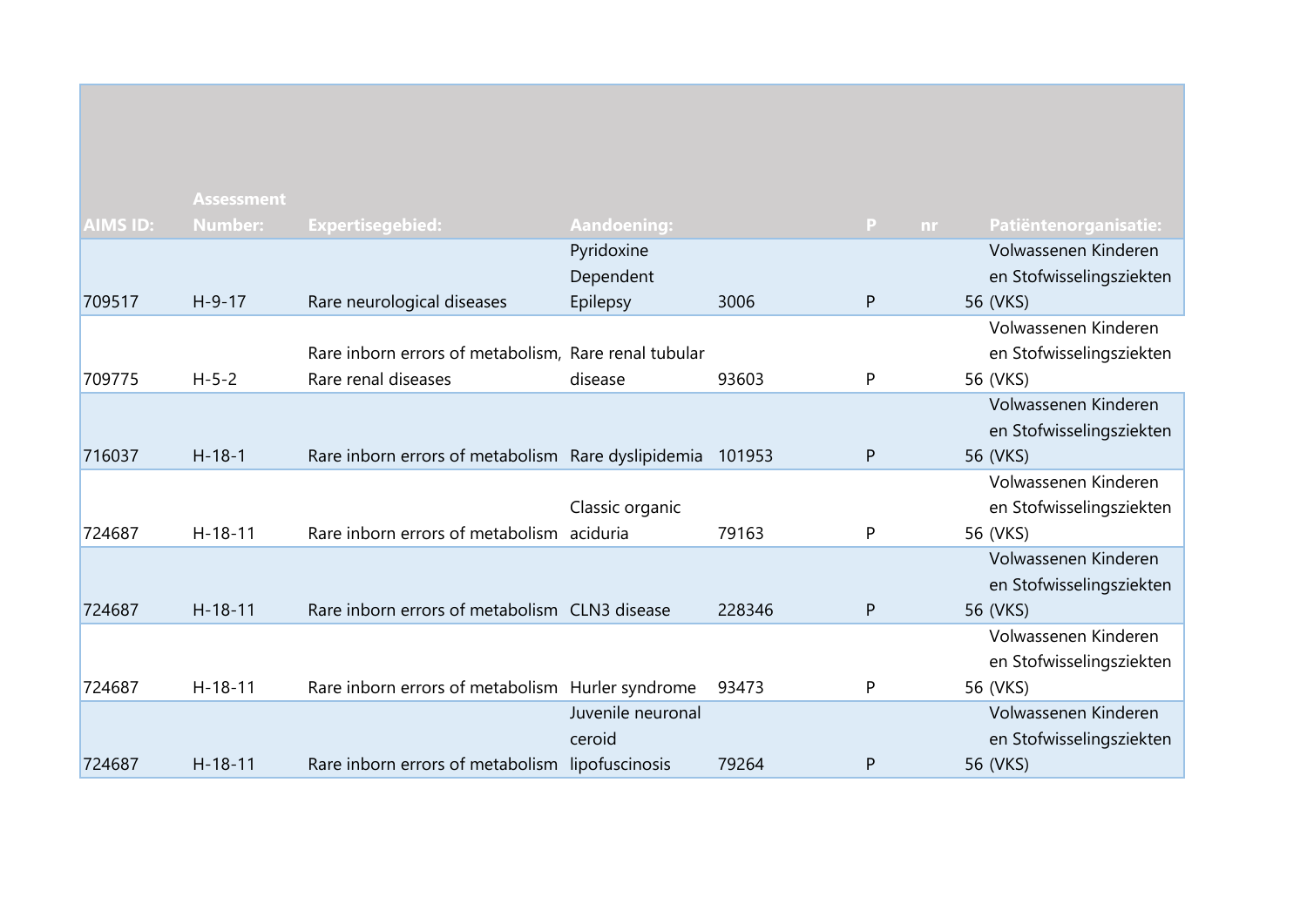| AIMS ID: | Assessment Number: | Expertisegebied: | Aandoening: | | P | nr | Patiëntenorganisatie: |
|---|---|---|---|---|---|---|---|
| 709517 | H-9-17 | Rare neurological diseases | Pyridoxine Dependent Epilepsy | 3006 | P | 56 | Volwassenen Kinderen en Stofwisselingsziekten (VKS) |
| 709775 | H-5-2 | Rare inborn errors of metabolism, Rare renal diseases | Rare renal tubular disease | 93603 | P | 56 | Volwassenen Kinderen en Stofwisselingsziekten (VKS) |
| 716037 | H-18-1 | Rare inborn errors of metabolism | Rare dyslipidemia | 101953 | P | 56 | Volwassenen Kinderen en Stofwisselingsziekten (VKS) |
| 724687 | H-18-11 | Rare inborn errors of metabolism | Classic organic aciduria | 79163 | P | 56 | Volwassenen Kinderen en Stofwisselingsziekten (VKS) |
| 724687 | H-18-11 | Rare inborn errors of metabolism | CLN3 disease | 228346 | P | 56 | Volwassenen Kinderen en Stofwisselingsziekten (VKS) |
| 724687 | H-18-11 | Rare inborn errors of metabolism | Hurler syndrome | 93473 | P | 56 | Volwassenen Kinderen en Stofwisselingsziekten (VKS) |
| 724687 | H-18-11 | Rare inborn errors of metabolism | Juvenile neuronal ceroid lipofuscinosis | 79264 | P | 56 | Volwassenen Kinderen en Stofwisselingsziekten (VKS) |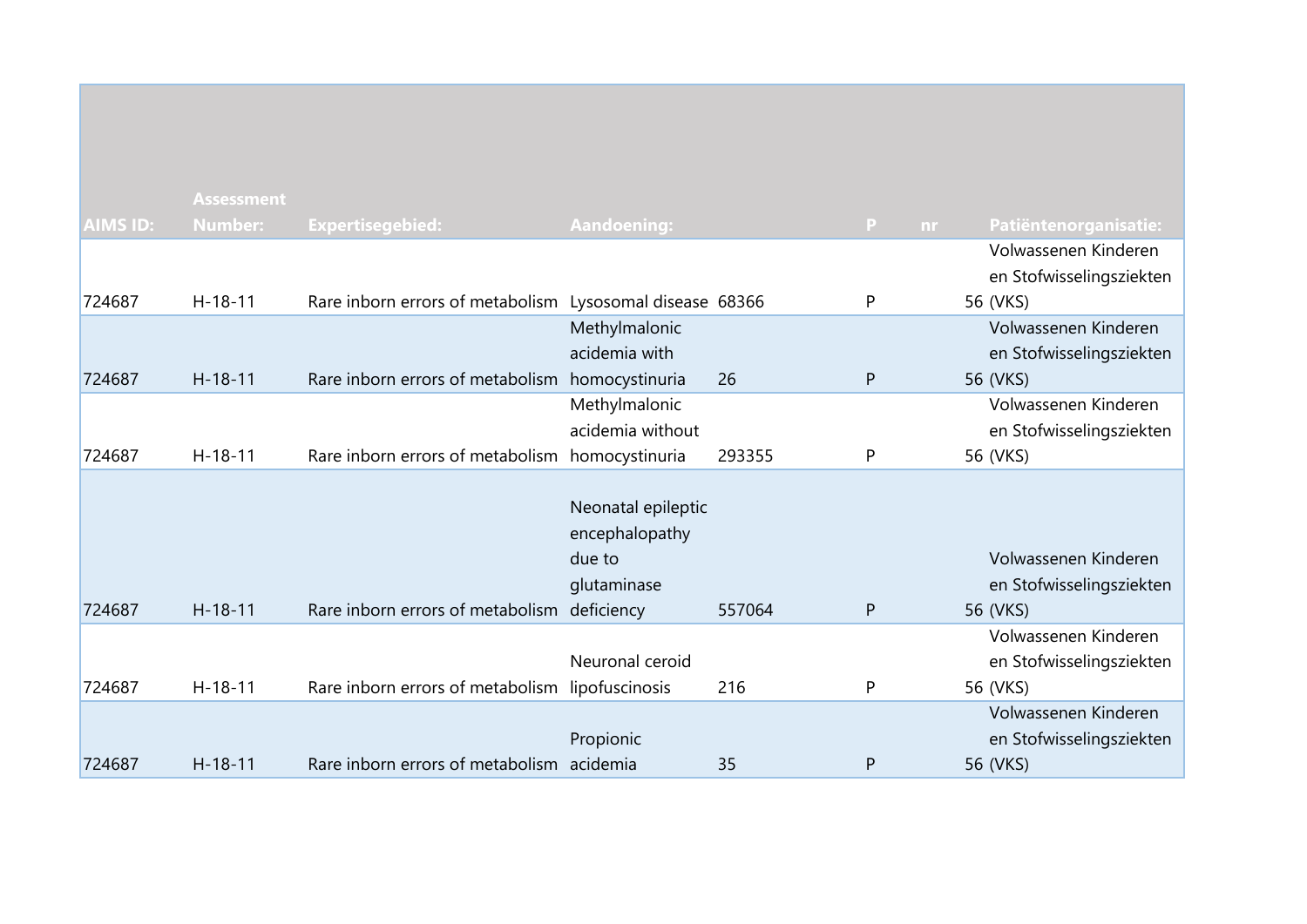| AIMS ID: | Assessment Number: | Expertisegebied: | Aandoening: | | P | nr | Patiëntenorganisatie: |
|---|---|---|---|---|---|---|---|
| 724687 | H-18-11 | Rare inborn errors of metabolism | Lysosomal disease | 68366 | P | 56 | Volwassenen Kinderen en Stofwisselingsziekten (VKS) |
| 724687 | H-18-11 | Rare inborn errors of metabolism | Methylmalonic acidemia with homocystinuria | 26 | P | 56 | Volwassenen Kinderen en Stofwisselingsziekten (VKS) |
| 724687 | H-18-11 | Rare inborn errors of metabolism | Methylmalonic acidemia without homocystinuria | 293355 | P | 56 | Volwassenen Kinderen en Stofwisselingsziekten (VKS) |
| 724687 | H-18-11 | Rare inborn errors of metabolism | Neonatal epileptic encephalopathy due to glutaminase deficiency | 557064 | P | 56 | Volwassenen Kinderen en Stofwisselingsziekten (VKS) |
| 724687 | H-18-11 | Rare inborn errors of metabolism | Neuronal ceroid lipofuscinosis | 216 | P | 56 | Volwassenen Kinderen en Stofwisselingsziekten (VKS) |
| 724687 | H-18-11 | Rare inborn errors of metabolism | Propionic acidemia | 35 | P | 56 | Volwassenen Kinderen en Stofwisselingsziekten (VKS) |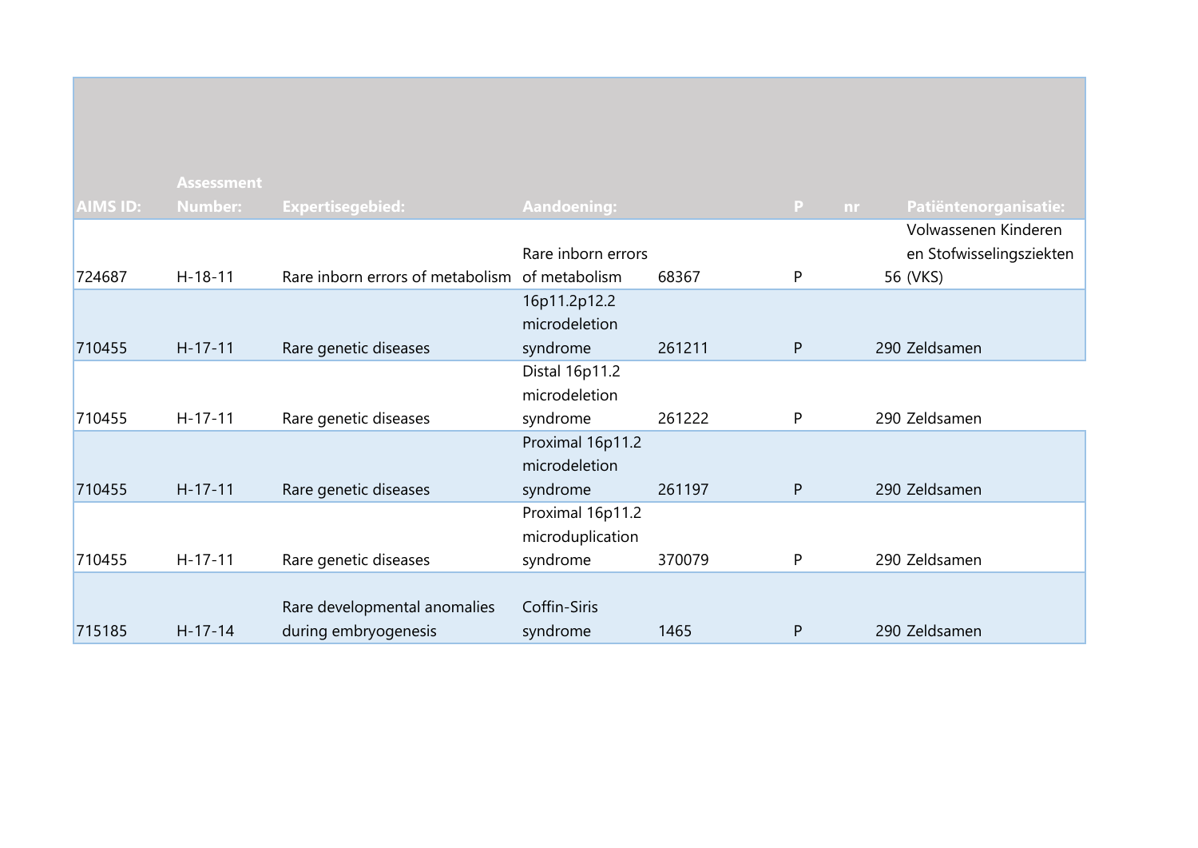| AIMS ID: | Assessment Number: | Expertisegebied: | Aandoening: | | P | nr | Patiëntenorganisatie: |
|---|---|---|---|---|---|---|---|
| 724687 | H-18-11 | Rare inborn errors of metabolism | Rare inborn errors of metabolism | 68367 | P | 56 | Volwassenen Kinderen en Stofwisselingsziekten (VKS) |
| 710455 | H-17-11 | Rare genetic diseases | 16p11.2p12.2 microdeletion syndrome | 261211 | P | 290 | Zeldsamen |
| 710455 | H-17-11 | Rare genetic diseases | Distal 16p11.2 microdeletion syndrome | 261222 | P | 290 | Zeldsamen |
| 710455 | H-17-11 | Rare genetic diseases | Proximal 16p11.2 microdeletion syndrome | 261197 | P | 290 | Zeldsamen |
| 710455 | H-17-11 | Rare genetic diseases | Proximal 16p11.2 microduplication syndrome | 370079 | P | 290 | Zeldsamen |
| 715185 | H-17-14 | Rare developmental anomalies during embryogenesis | Coffin-Siris syndrome | 1465 | P | 290 | Zeldsamen |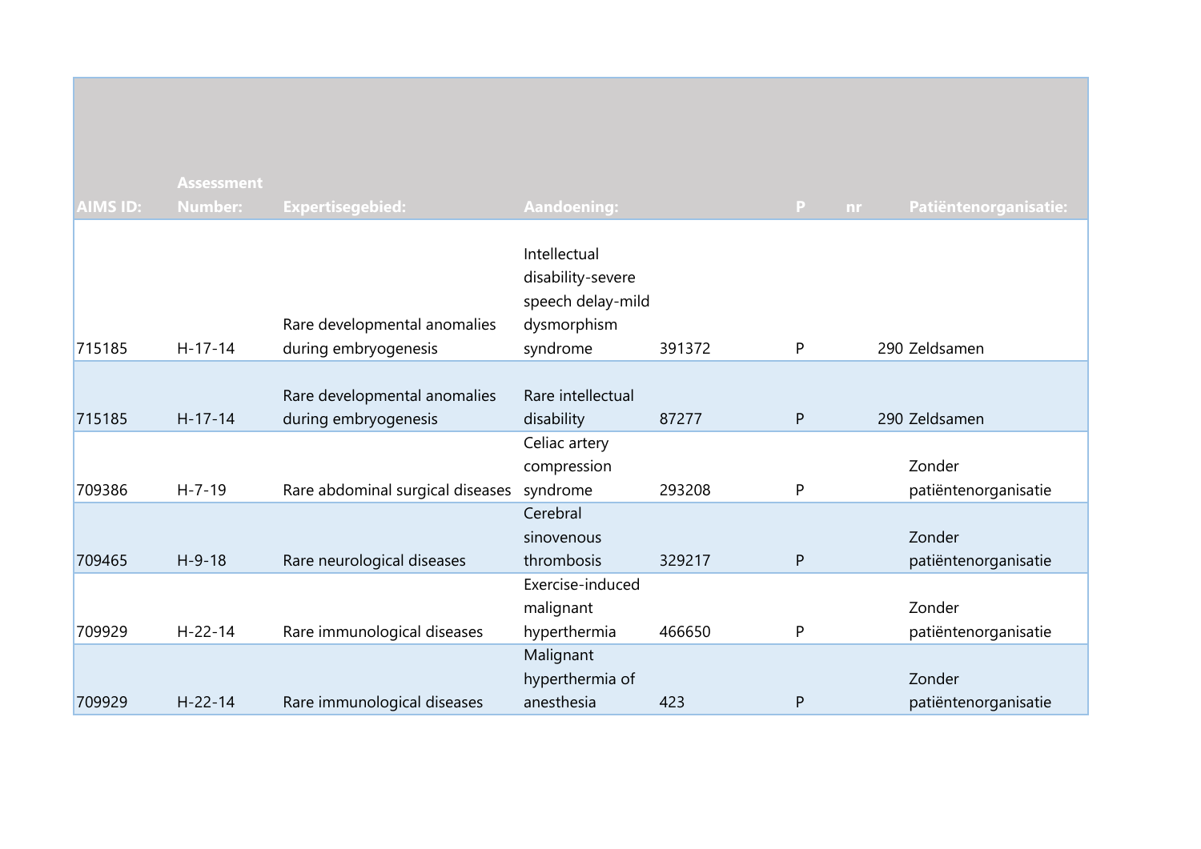| AIMS ID: | Assessment Number: | Expertisegebied: | Aandoening: | | P | nr | Patiëntenorganisatie: |
|---|---|---|---|---|---|---|---|
| 715185 | H-17-14 | Rare developmental anomalies during embryogenesis | Intellectual disability-severe speech delay-mild dysmorphism syndrome | 391372 | P | 290 | Zeldsamen |
| 715185 | H-17-14 | Rare developmental anomalies during embryogenesis | Rare intellectual disability | 87277 | P | 290 | Zeldsamen |
| 709386 | H-7-19 | Rare abdominal surgical diseases | Celiac artery compression syndrome | 293208 | P | | Zonder patiëntenorganisatie |
| 709465 | H-9-18 | Rare neurological diseases | Cerebral sinovenous thrombosis | 329217 | P | | Zonder patiëntenorganisatie |
| 709929 | H-22-14 | Rare immunological diseases | Exercise-induced malignant hyperthermia | 466650 | P | | Zonder patiëntenorganisatie |
| 709929 | H-22-14 | Rare immunological diseases | Malignant hyperthermia of anesthesia | 423 | P | | Zonder patiëntenorganisatie |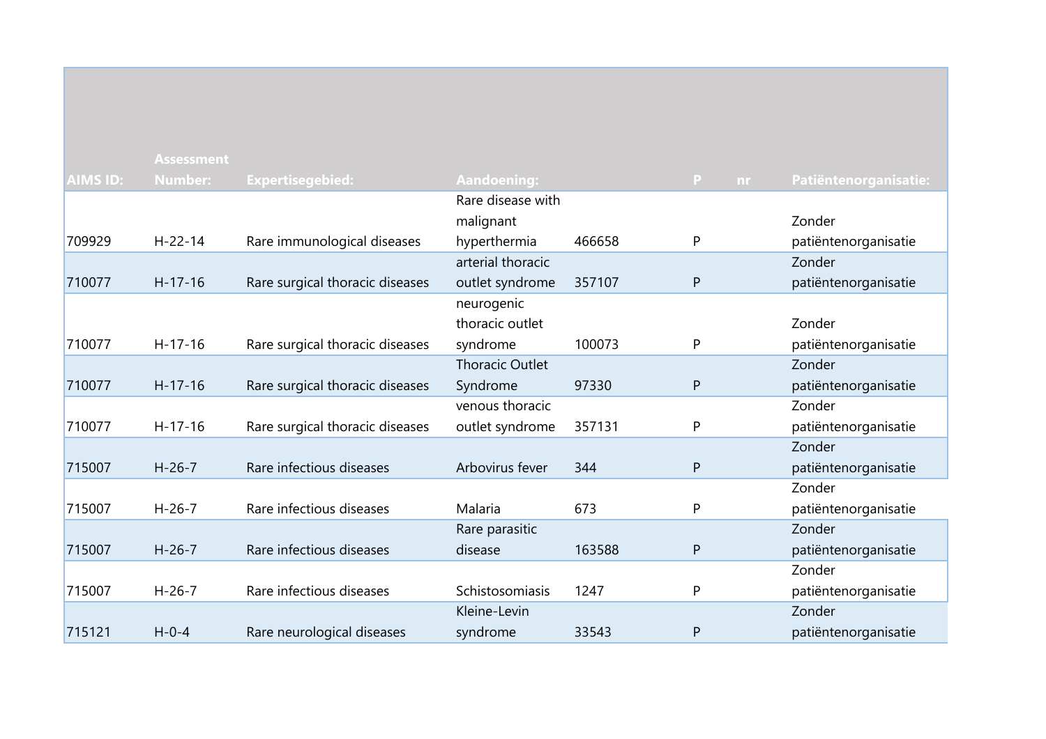| AIMS ID: | Assessment Number: | Expertisegebied: | Aandoening: | | P | nr | Patiëntenorganisatie: |
|---|---|---|---|---|---|---|---|
| 709929 | H-22-14 | Rare immunological diseases | Rare disease with malignant hyperthermia | 466658 | P | | Zonder patiëntenorganisatie |
| 710077 | H-17-16 | Rare surgical thoracic diseases | arterial thoracic outlet syndrome | 357107 | P | | Zonder patiëntenorganisatie |
| 710077 | H-17-16 | Rare surgical thoracic diseases | neurogenic thoracic outlet syndrome | 100073 | P | | Zonder patiëntenorganisatie |
| 710077 | H-17-16 | Rare surgical thoracic diseases | Thoracic Outlet Syndrome | 97330 | P | | Zonder patiëntenorganisatie |
| 710077 | H-17-16 | Rare surgical thoracic diseases | venous thoracic outlet syndrome | 357131 | P | | Zonder patiëntenorganisatie |
| 715007 | H-26-7 | Rare infectious diseases | Arbovirus fever | 344 | P | | Zonder patiëntenorganisatie |
| 715007 | H-26-7 | Rare infectious diseases | Malaria | 673 | P | | Zonder patiëntenorganisatie |
| 715007 | H-26-7 | Rare infectious diseases | Rare parasitic disease | 163588 | P | | Zonder patiëntenorganisatie |
| 715007 | H-26-7 | Rare infectious diseases | Schistosomiasis | 1247 | P | | Zonder patiëntenorganisatie |
| 715121 | H-0-4 | Rare neurological diseases | Kleine-Levin syndrome | 33543 | P | | Zonder patiëntenorganisatie |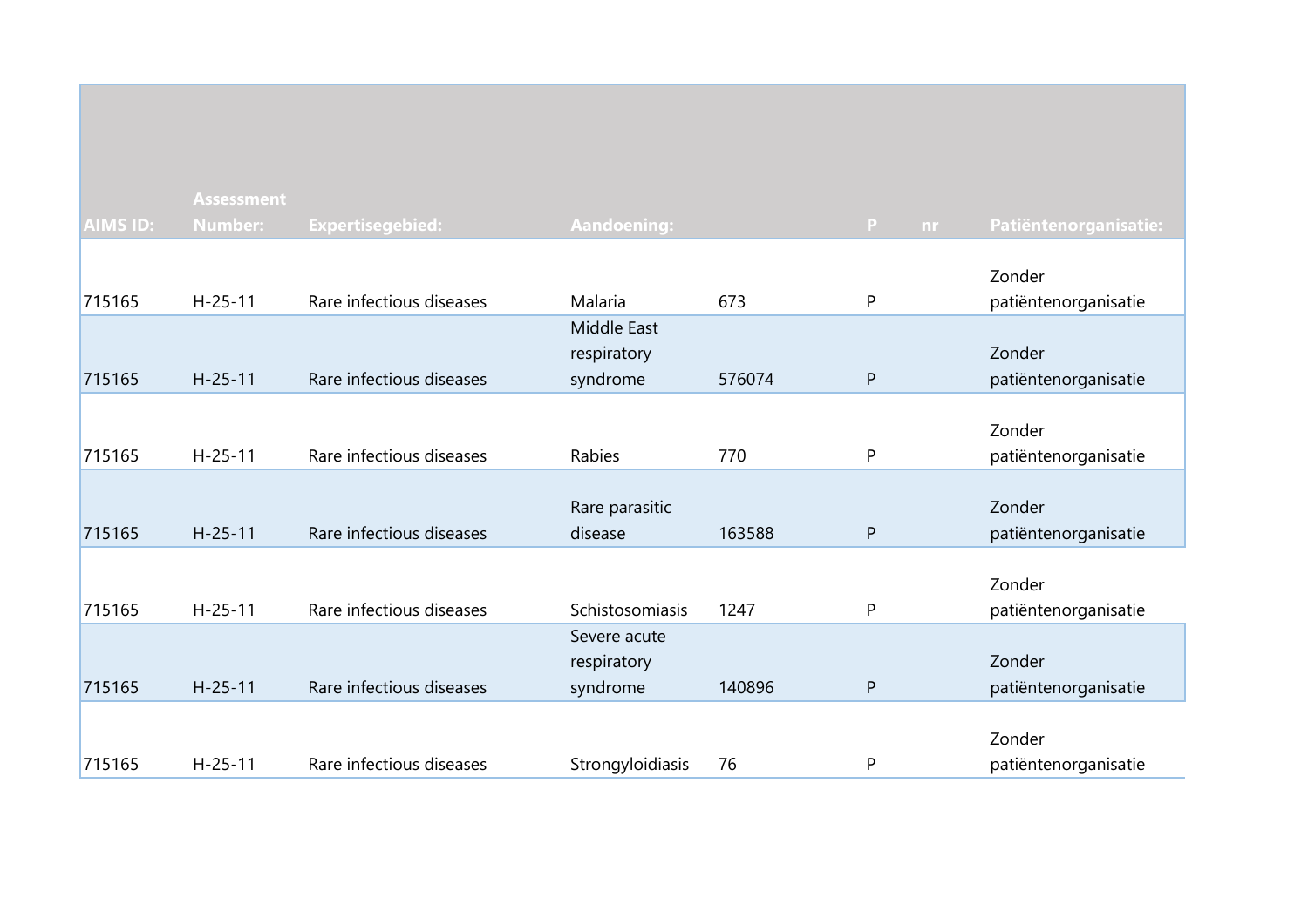| AIMS ID: | Assessment Number: | Expertisegebied: | Aandoening: | | P | nr | Patiëntenorganisatie: |
|---|---|---|---|---|---|---|---|
| 715165 | H-25-11 | Rare infectious diseases | Malaria | 673 | P | | Zonder patiëntenorganisatie |
| 715165 | H-25-11 | Rare infectious diseases | Middle East respiratory syndrome | 576074 | P | | Zonder patiëntenorganisatie |
| 715165 | H-25-11 | Rare infectious diseases | Rabies | 770 | P | | Zonder patiëntenorganisatie |
| 715165 | H-25-11 | Rare infectious diseases | Rare parasitic disease | 163588 | P | | Zonder patiëntenorganisatie |
| 715165 | H-25-11 | Rare infectious diseases | Schistosomiasis | 1247 | P | | Zonder patiëntenorganisatie |
| 715165 | H-25-11 | Rare infectious diseases | Severe acute respiratory syndrome | 140896 | P | | Zonder patiëntenorganisatie |
| 715165 | H-25-11 | Rare infectious diseases | Strongyloidiasis | 76 | P | | Zonder patiëntenorganisatie |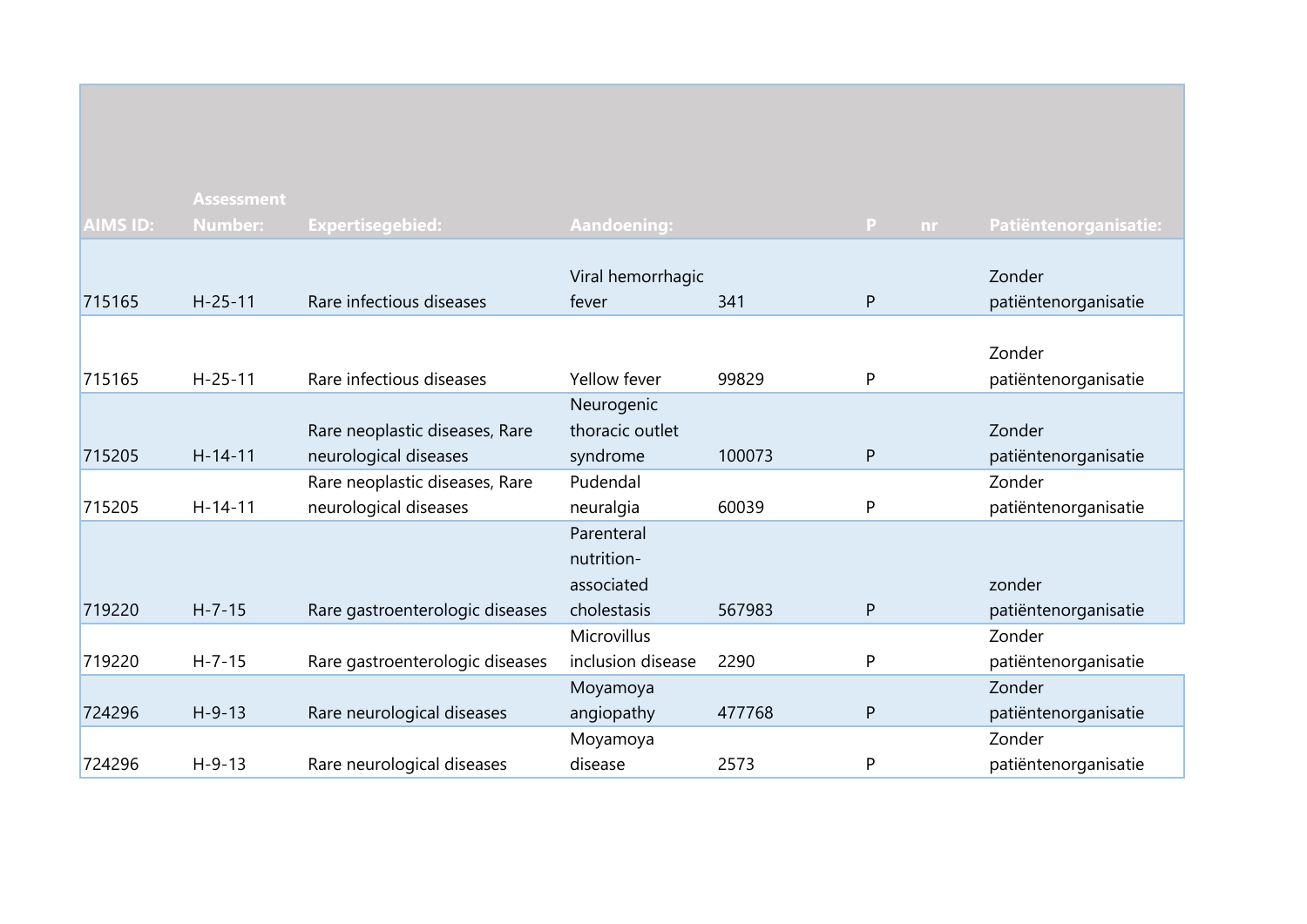| AIMS ID: | Assessment Number: | Expertisegebied: | Aandoening: | | P | nr | Patiëntenorganisatie: |
|---|---|---|---|---|---|---|---|
| 715165 | H-25-11 | Rare infectious diseases | Viral hemorrhagic fever | 341 | P | | Zonder patiëntenorganisatie |
| 715165 | H-25-11 | Rare infectious diseases | Yellow fever | 99829 | P | | Zonder patiëntenorganisatie |
| 715205 | H-14-11 | Rare neoplastic diseases, Rare neurological diseases | Neurogenic thoracic outlet syndrome | 100073 | P | | Zonder patiëntenorganisatie |
| 715205 | H-14-11 | Rare neoplastic diseases, Rare neurological diseases | Pudendal neuralgia | 60039 | P | | Zonder patiëntenorganisatie |
| 719220 | H-7-15 | Rare gastroenterologic diseases | Parenteral nutrition-associated cholestasis | 567983 | P | | zonder patiëntenorganisatie |
| 719220 | H-7-15 | Rare gastroenterologic diseases | Microvillus inclusion disease | 2290 | P | | Zonder patiëntenorganisatie |
| 724296 | H-9-13 | Rare neurological diseases | Moyamoya angiopathy | 477768 | P | | Zonder patiëntenorganisatie |
| 724296 | H-9-13 | Rare neurological diseases | Moyamoya disease | 2573 | P | | Zonder patiëntenorganisatie |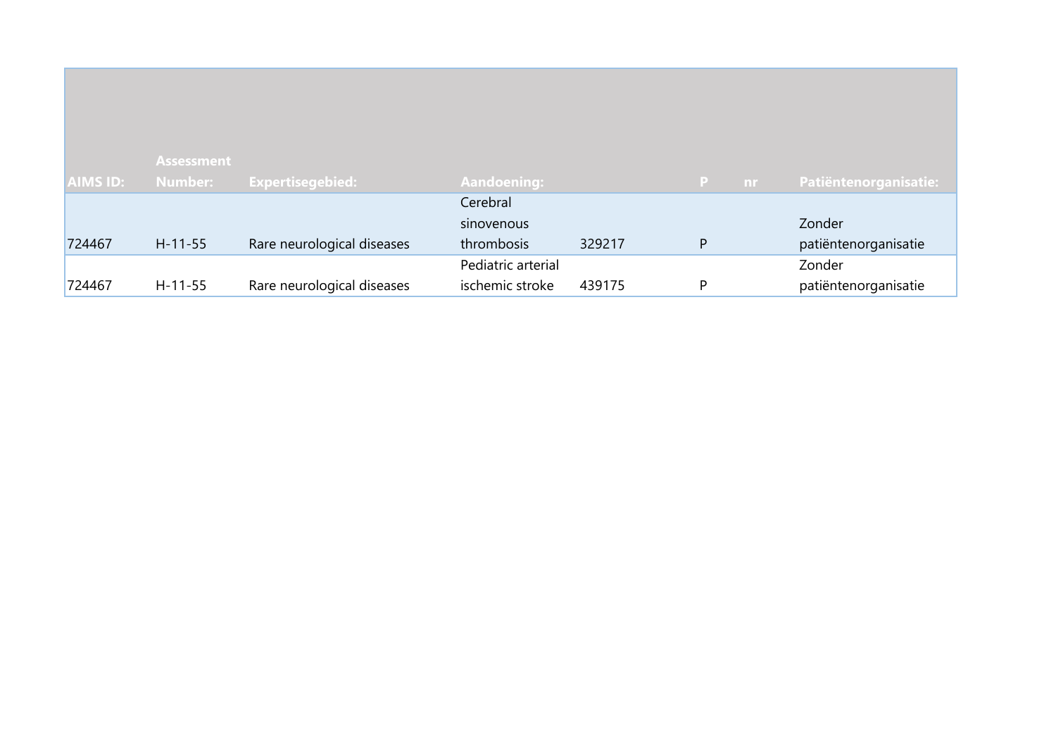| AIMS ID: | Assessment Number: | Expertisegebied: | Aandoening: | | P | nr | Patiëntenorganisatie: |
|---|---|---|---|---|---|---|---|
| 724467 | H-11-55 | Rare neurological diseases | Cerebral sinovenous thrombosis | 329217 | P | | Zonder patiëntenorganisatie |
| 724467 | H-11-55 | Rare neurological diseases | Pediatric arterial ischemic stroke | 439175 | P | | Zonder patiëntenorganisatie |